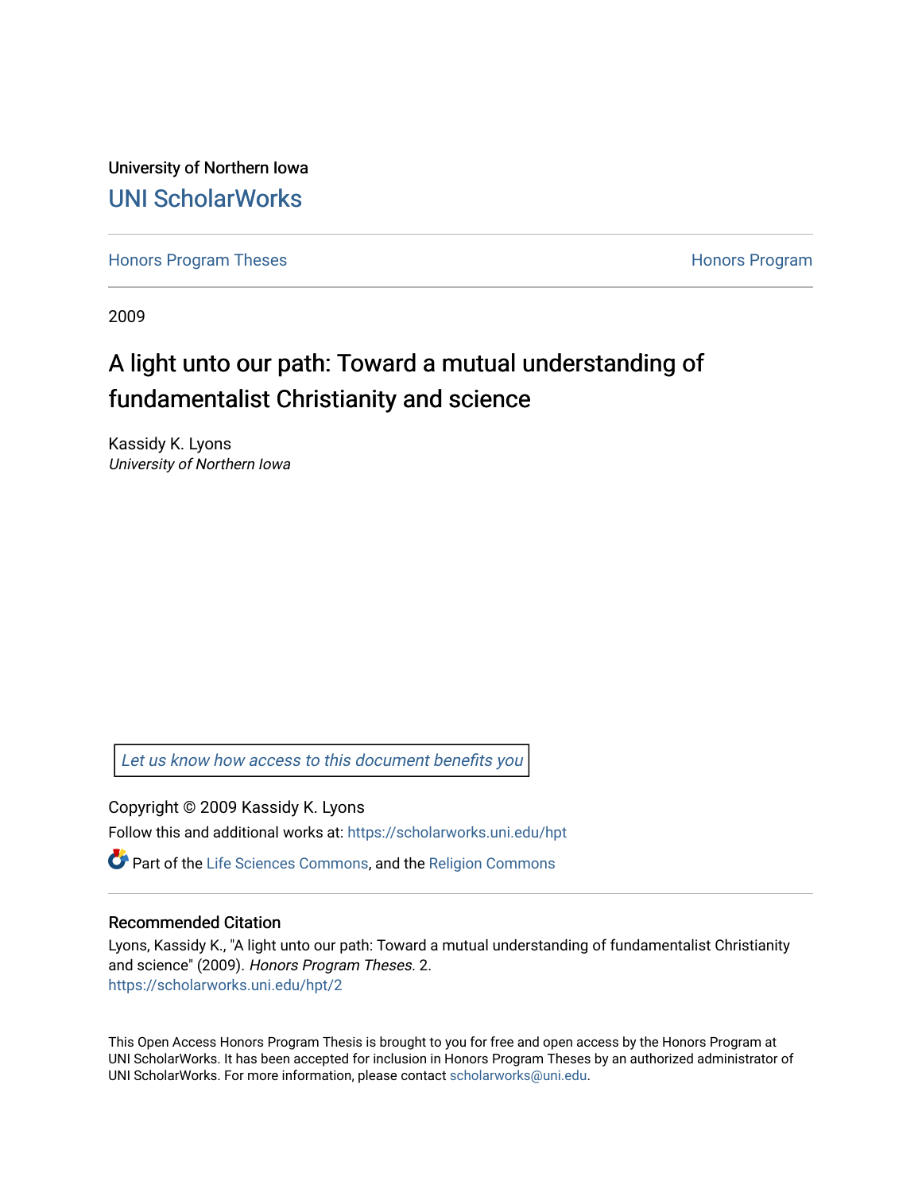University of Northern Iowa

# UNI ScholarWorks

Honors Program Theses | Honors Program

2009

# A light unto our path: Toward a mutual understanding of fundamentalist Christianity and science

Kassidy K. Lyons
*University of Northern Iowa*

Let us know how access to this document benefits you

Copyright © 2009 Kassidy K. Lyons

Follow this and additional works at: https://scholarworks.uni.edu/hpt

Part of the Life Sciences Commons, and the Religion Commons

### Recommended Citation

Lyons, Kassidy K., "A light unto our path: Toward a mutual understanding of fundamentalist Christianity and science" (2009). *Honors Program Theses*. 2.
https://scholarworks.uni.edu/hpt/2

This Open Access Honors Program Thesis is brought to you for free and open access by the Honors Program at UNI ScholarWorks. It has been accepted for inclusion in Honors Program Theses by an authorized administrator of UNI ScholarWorks. For more information, please contact scholarworks@uni.edu.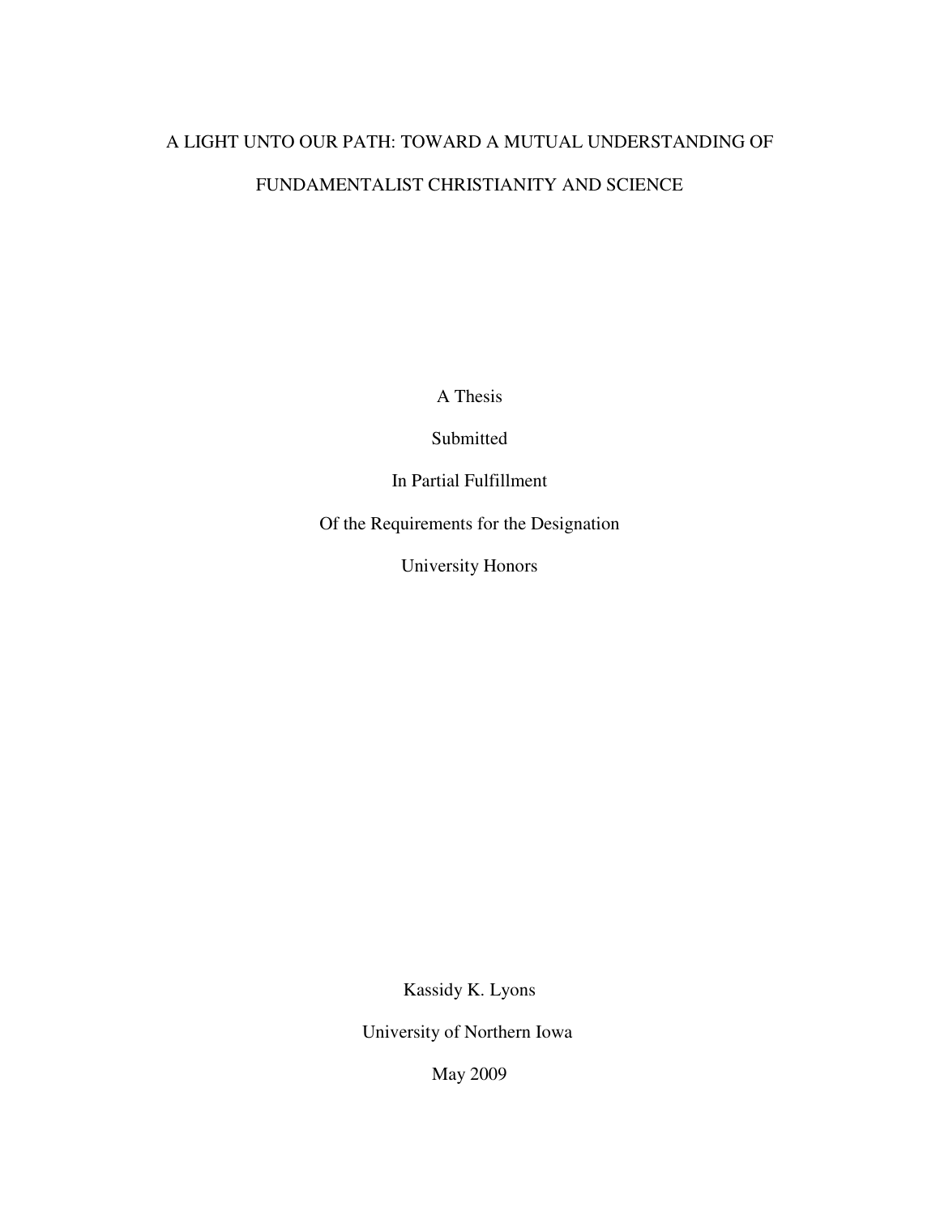# A LIGHT UNTO OUR PATH: TOWARD A MUTUAL UNDERSTANDING OF FUNDAMENTALIST CHRISTIANITY AND SCIENCE

A Thesis

Submitted

In Partial Fulfillment

Of the Requirements for the Designation

University Honors

Kassidy K. Lyons

University of Northern Iowa

May 2009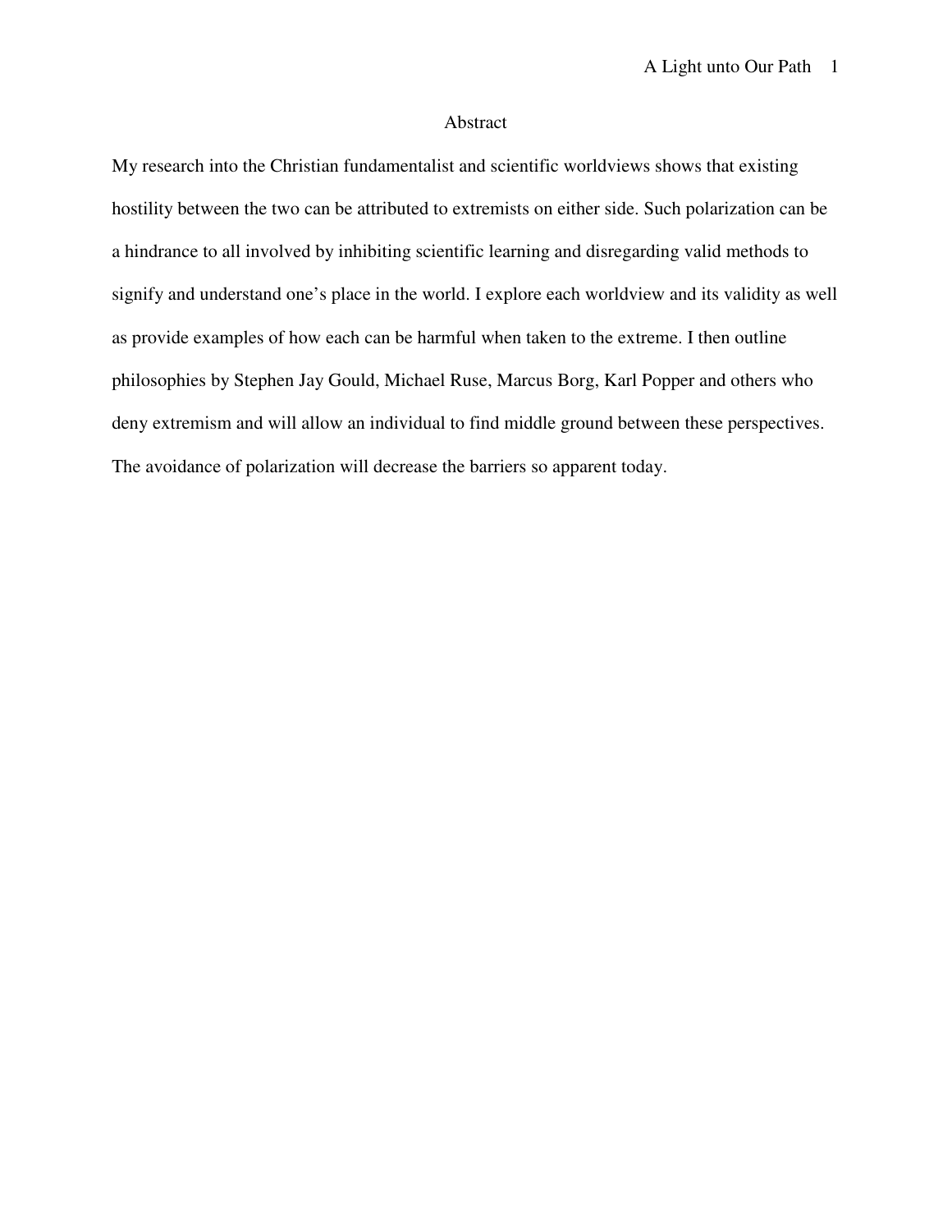# Abstract

My research into the Christian fundamentalist and scientific worldviews shows that existing hostility between the two can be attributed to extremists on either side. Such polarization can be a hindrance to all involved by inhibiting scientific learning and disregarding valid methods to signify and understand one's place in the world. I explore each worldview and its validity as well as provide examples of how each can be harmful when taken to the extreme. I then outline philosophies by Stephen Jay Gould, Michael Ruse, Marcus Borg, Karl Popper and others who deny extremism and will allow an individual to find middle ground between these perspectives. The avoidance of polarization will decrease the barriers so apparent today.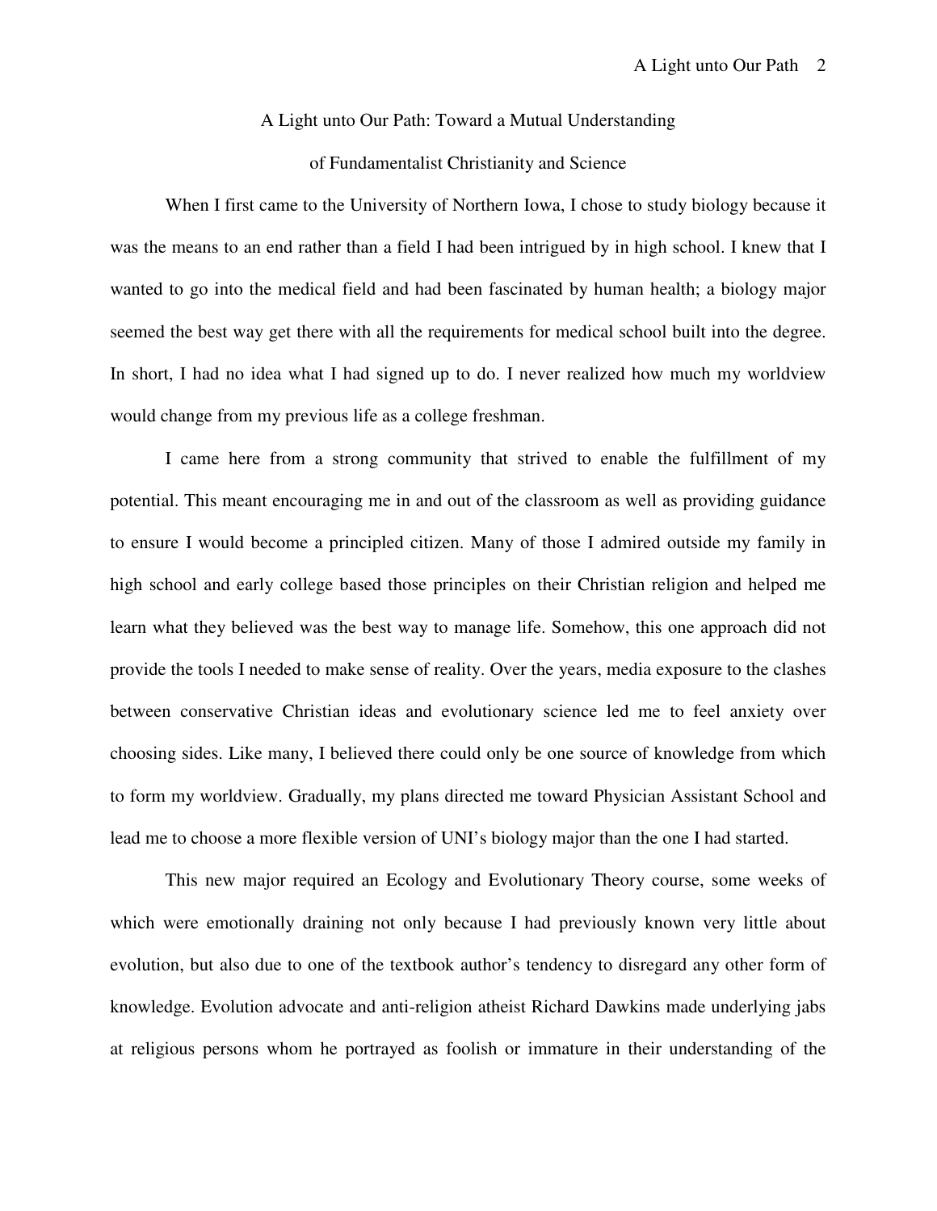# A Light unto Our Path: Toward a Mutual Understanding of Fundamentalist Christianity and Science

When I first came to the University of Northern Iowa, I chose to study biology because it was the means to an end rather than a field I had been intrigued by in high school. I knew that I wanted to go into the medical field and had been fascinated by human health; a biology major seemed the best way get there with all the requirements for medical school built into the degree. In short, I had no idea what I had signed up to do. I never realized how much my worldview would change from my previous life as a college freshman.

I came here from a strong community that strived to enable the fulfillment of my potential. This meant encouraging me in and out of the classroom as well as providing guidance to ensure I would become a principled citizen. Many of those I admired outside my family in high school and early college based those principles on their Christian religion and helped me learn what they believed was the best way to manage life. Somehow, this one approach did not provide the tools I needed to make sense of reality. Over the years, media exposure to the clashes between conservative Christian ideas and evolutionary science led me to feel anxiety over choosing sides. Like many, I believed there could only be one source of knowledge from which to form my worldview. Gradually, my plans directed me toward Physician Assistant School and lead me to choose a more flexible version of UNI's biology major than the one I had started.

This new major required an Ecology and Evolutionary Theory course, some weeks of which were emotionally draining not only because I had previously known very little about evolution, but also due to one of the textbook author's tendency to disregard any other form of knowledge. Evolution advocate and anti-religion atheist Richard Dawkins made underlying jabs at religious persons whom he portrayed as foolish or immature in their understanding of the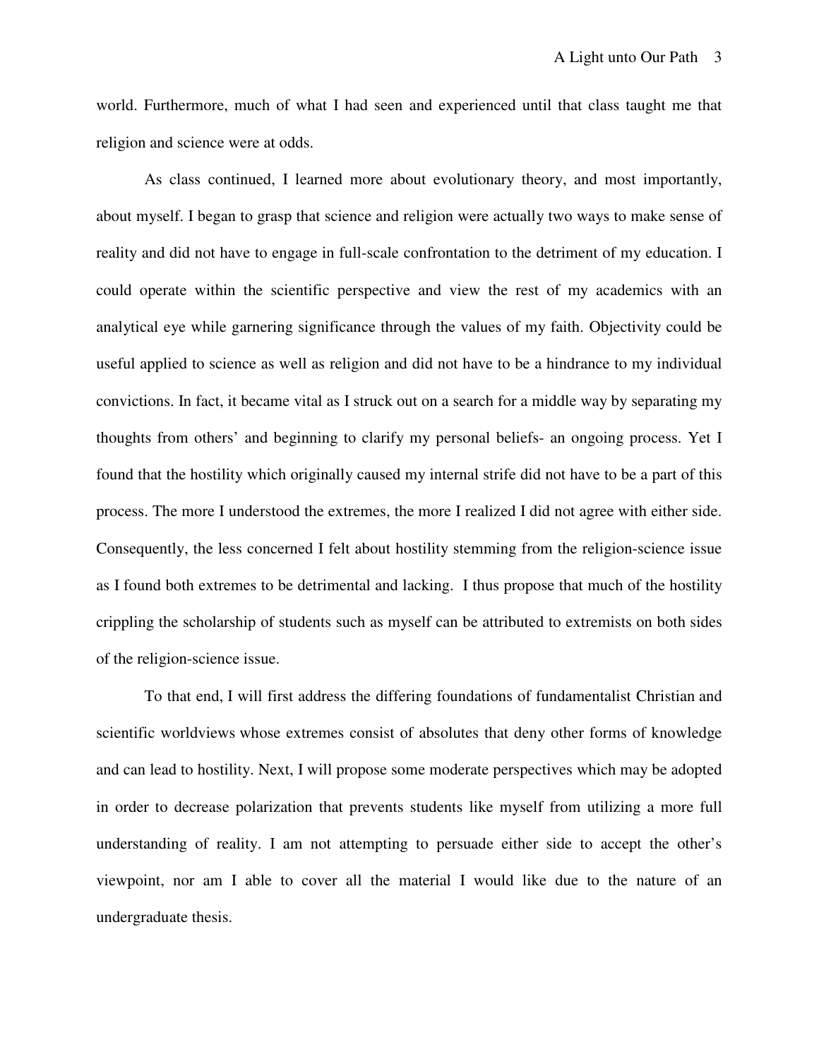world. Furthermore, much of what I had seen and experienced until that class taught me that religion and science were at odds.

As class continued, I learned more about evolutionary theory, and most importantly, about myself. I began to grasp that science and religion were actually two ways to make sense of reality and did not have to engage in full-scale confrontation to the detriment of my education. I could operate within the scientific perspective and view the rest of my academics with an analytical eye while garnering significance through the values of my faith. Objectivity could be useful applied to science as well as religion and did not have to be a hindrance to my individual convictions. In fact, it became vital as I struck out on a search for a middle way by separating my thoughts from others' and beginning to clarify my personal beliefs- an ongoing process. Yet I found that the hostility which originally caused my internal strife did not have to be a part of this process. The more I understood the extremes, the more I realized I did not agree with either side. Consequently, the less concerned I felt about hostility stemming from the religion-science issue as I found both extremes to be detrimental and lacking. I thus propose that much of the hostility crippling the scholarship of students such as myself can be attributed to extremists on both sides of the religion-science issue.

To that end, I will first address the differing foundations of fundamentalist Christian and scientific worldviews whose extremes consist of absolutes that deny other forms of knowledge and can lead to hostility. Next, I will propose some moderate perspectives which may be adopted in order to decrease polarization that prevents students like myself from utilizing a more full understanding of reality. I am not attempting to persuade either side to accept the other's viewpoint, nor am I able to cover all the material I would like due to the nature of an undergraduate thesis.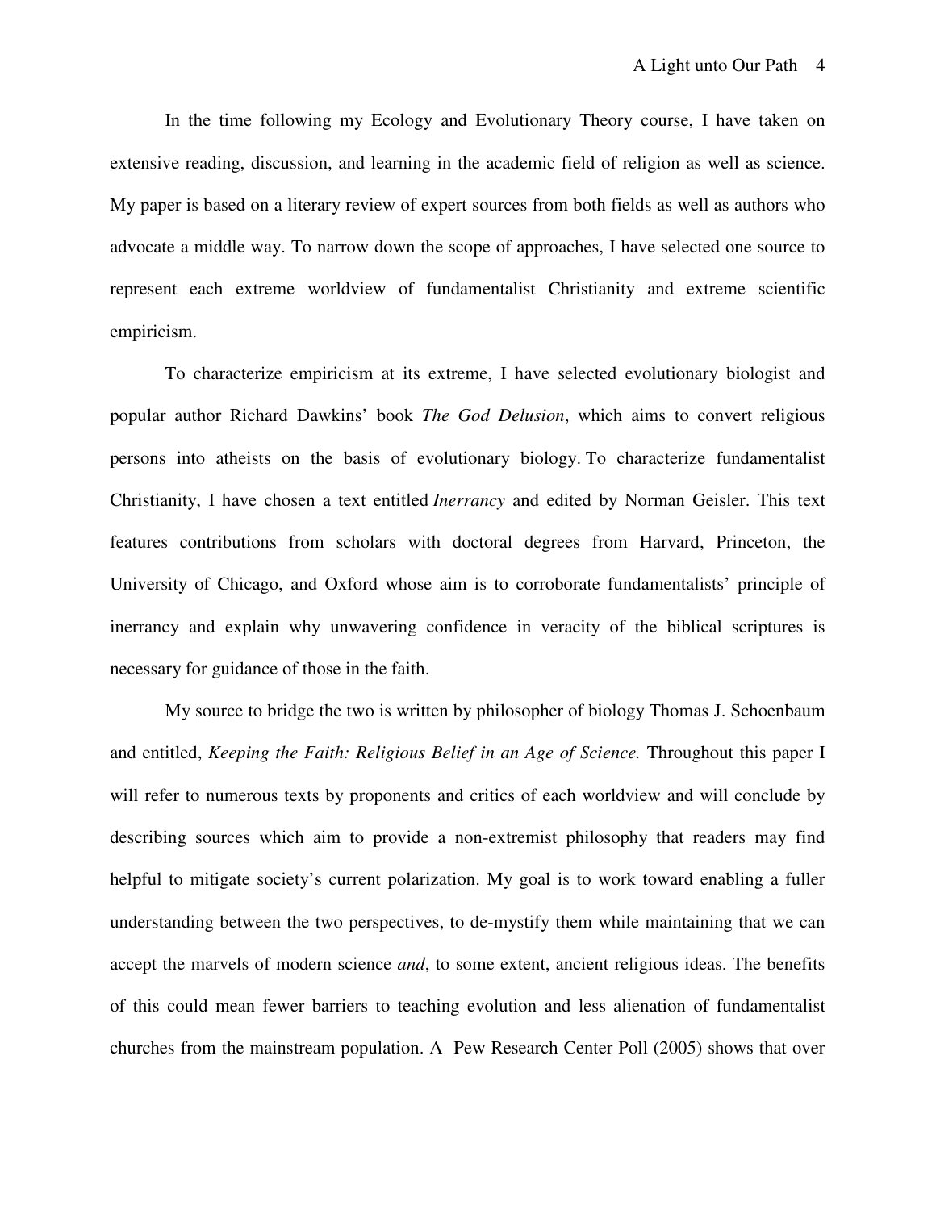In the time following my Ecology and Evolutionary Theory course, I have taken on extensive reading, discussion, and learning in the academic field of religion as well as science. My paper is based on a literary review of expert sources from both fields as well as authors who advocate a middle way. To narrow down the scope of approaches, I have selected one source to represent each extreme worldview of fundamentalist Christianity and extreme scientific empiricism.

To characterize empiricism at its extreme, I have selected evolutionary biologist and popular author Richard Dawkins' book *The God Delusion*, which aims to convert religious persons into atheists on the basis of evolutionary biology. To characterize fundamentalist Christianity, I have chosen a text entitled *Inerrancy* and edited by Norman Geisler. This text features contributions from scholars with doctoral degrees from Harvard, Princeton, the University of Chicago, and Oxford whose aim is to corroborate fundamentalists' principle of inerrancy and explain why unwavering confidence in veracity of the biblical scriptures is necessary for guidance of those in the faith.

My source to bridge the two is written by philosopher of biology Thomas J. Schoenbaum and entitled, *Keeping the Faith: Religious Belief in an Age of Science.* Throughout this paper I will refer to numerous texts by proponents and critics of each worldview and will conclude by describing sources which aim to provide a non-extremist philosophy that readers may find helpful to mitigate society's current polarization. My goal is to work toward enabling a fuller understanding between the two perspectives, to de-mystify them while maintaining that we can accept the marvels of modern science *and*, to some extent, ancient religious ideas. The benefits of this could mean fewer barriers to teaching evolution and less alienation of fundamentalist churches from the mainstream population. A Pew Research Center Poll (2005) shows that over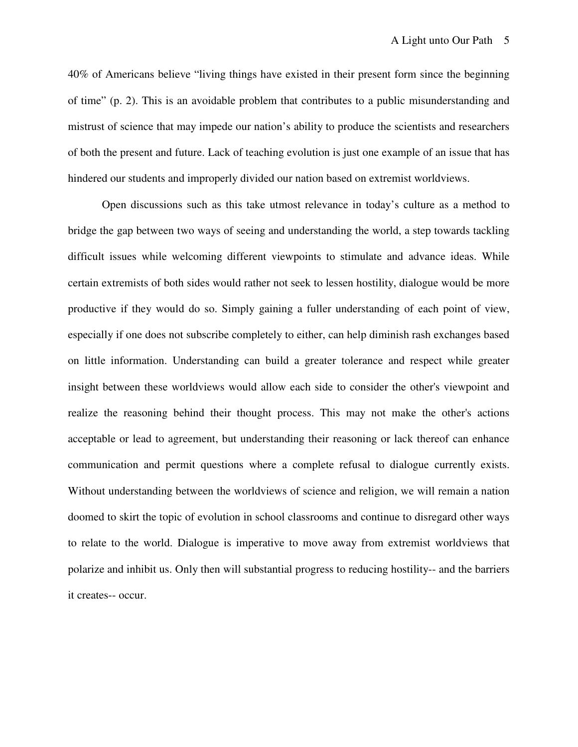40% of Americans believe “living things have existed in their present form since the beginning of time” (p. 2). This is an avoidable problem that contributes to a public misunderstanding and mistrust of science that may impede our nation’s ability to produce the scientists and researchers of both the present and future. Lack of teaching evolution is just one example of an issue that has hindered our students and improperly divided our nation based on extremist worldviews.

Open discussions such as this take utmost relevance in today’s culture as a method to bridge the gap between two ways of seeing and understanding the world, a step towards tackling difficult issues while welcoming different viewpoints to stimulate and advance ideas. While certain extremists of both sides would rather not seek to lessen hostility, dialogue would be more productive if they would do so. Simply gaining a fuller understanding of each point of view, especially if one does not subscribe completely to either, can help diminish rash exchanges based on little information. Understanding can build a greater tolerance and respect while greater insight between these worldviews would allow each side to consider the other's viewpoint and realize the reasoning behind their thought process. This may not make the other's actions acceptable or lead to agreement, but understanding their reasoning or lack thereof can enhance communication and permit questions where a complete refusal to dialogue currently exists. Without understanding between the worldviews of science and religion, we will remain a nation doomed to skirt the topic of evolution in school classrooms and continue to disregard other ways to relate to the world. Dialogue is imperative to move away from extremist worldviews that polarize and inhibit us. Only then will substantial progress to reducing hostility-- and the barriers it creates-- occur.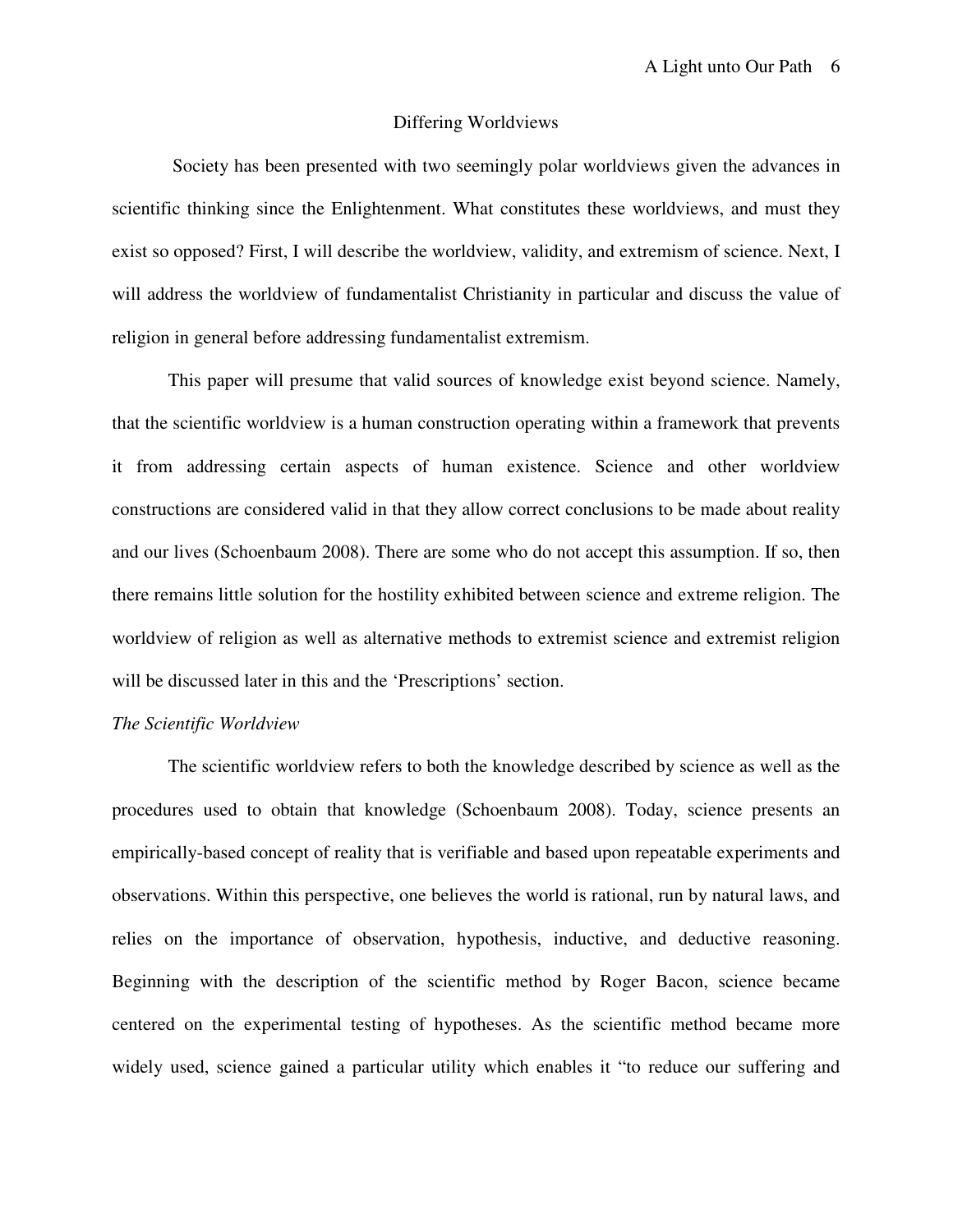## Differing Worldviews

Society has been presented with two seemingly polar worldviews given the advances in scientific thinking since the Enlightenment. What constitutes these worldviews, and must they exist so opposed? First, I will describe the worldview, validity, and extremism of science. Next, I will address the worldview of fundamentalist Christianity in particular and discuss the value of religion in general before addressing fundamentalist extremism.

This paper will presume that valid sources of knowledge exist beyond science. Namely, that the scientific worldview is a human construction operating within a framework that prevents it from addressing certain aspects of human existence. Science and other worldview constructions are considered valid in that they allow correct conclusions to be made about reality and our lives (Schoenbaum 2008). There are some who do not accept this assumption. If so, then there remains little solution for the hostility exhibited between science and extreme religion. The worldview of religion as well as alternative methods to extremist science and extremist religion will be discussed later in this and the 'Prescriptions' section.

### *The Scientific Worldview*

The scientific worldview refers to both the knowledge described by science as well as the procedures used to obtain that knowledge (Schoenbaum 2008). Today, science presents an empirically-based concept of reality that is verifiable and based upon repeatable experiments and observations. Within this perspective, one believes the world is rational, run by natural laws, and relies on the importance of observation, hypothesis, inductive, and deductive reasoning. Beginning with the description of the scientific method by Roger Bacon, science became centered on the experimental testing of hypotheses. As the scientific method became more widely used, science gained a particular utility which enables it "to reduce our suffering and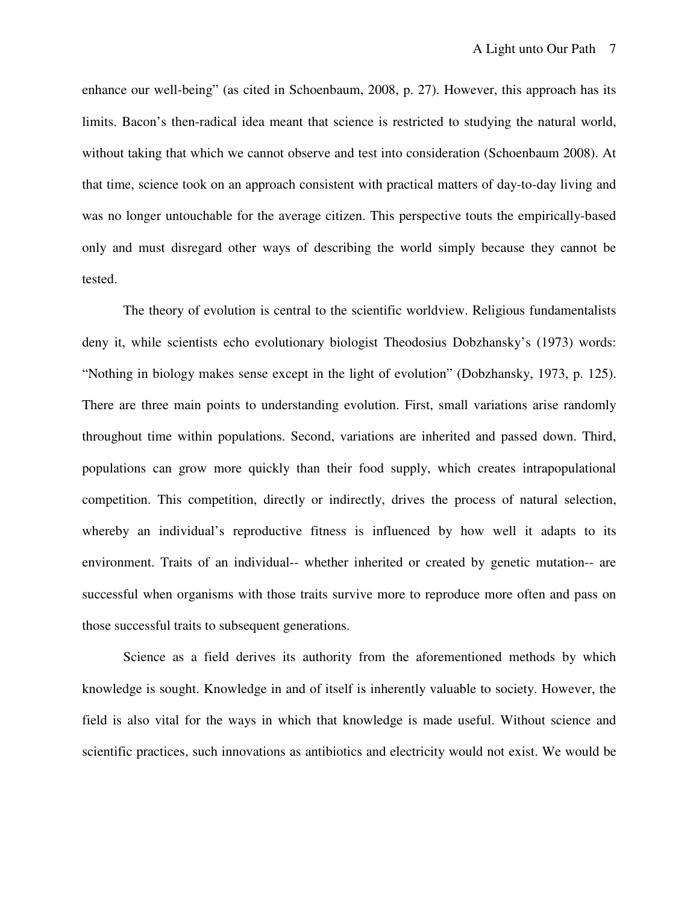enhance our well-being" (as cited in Schoenbaum, 2008, p. 27). However, this approach has its limits. Bacon's then-radical idea meant that science is restricted to studying the natural world, without taking that which we cannot observe and test into consideration (Schoenbaum 2008). At that time, science took on an approach consistent with practical matters of day-to-day living and was no longer untouchable for the average citizen. This perspective touts the empirically-based only and must disregard other ways of describing the world simply because they cannot be tested.

The theory of evolution is central to the scientific worldview. Religious fundamentalists deny it, while scientists echo evolutionary biologist Theodosius Dobzhansky's (1973) words: "Nothing in biology makes sense except in the light of evolution" (Dobzhansky, 1973, p. 125). There are three main points to understanding evolution. First, small variations arise randomly throughout time within populations. Second, variations are inherited and passed down. Third, populations can grow more quickly than their food supply, which creates intrapopulational competition. This competition, directly or indirectly, drives the process of natural selection, whereby an individual's reproductive fitness is influenced by how well it adapts to its environment. Traits of an individual-- whether inherited or created by genetic mutation-- are successful when organisms with those traits survive more to reproduce more often and pass on those successful traits to subsequent generations.

Science as a field derives its authority from the aforementioned methods by which knowledge is sought. Knowledge in and of itself is inherently valuable to society. However, the field is also vital for the ways in which that knowledge is made useful. Without science and scientific practices, such innovations as antibiotics and electricity would not exist. We would be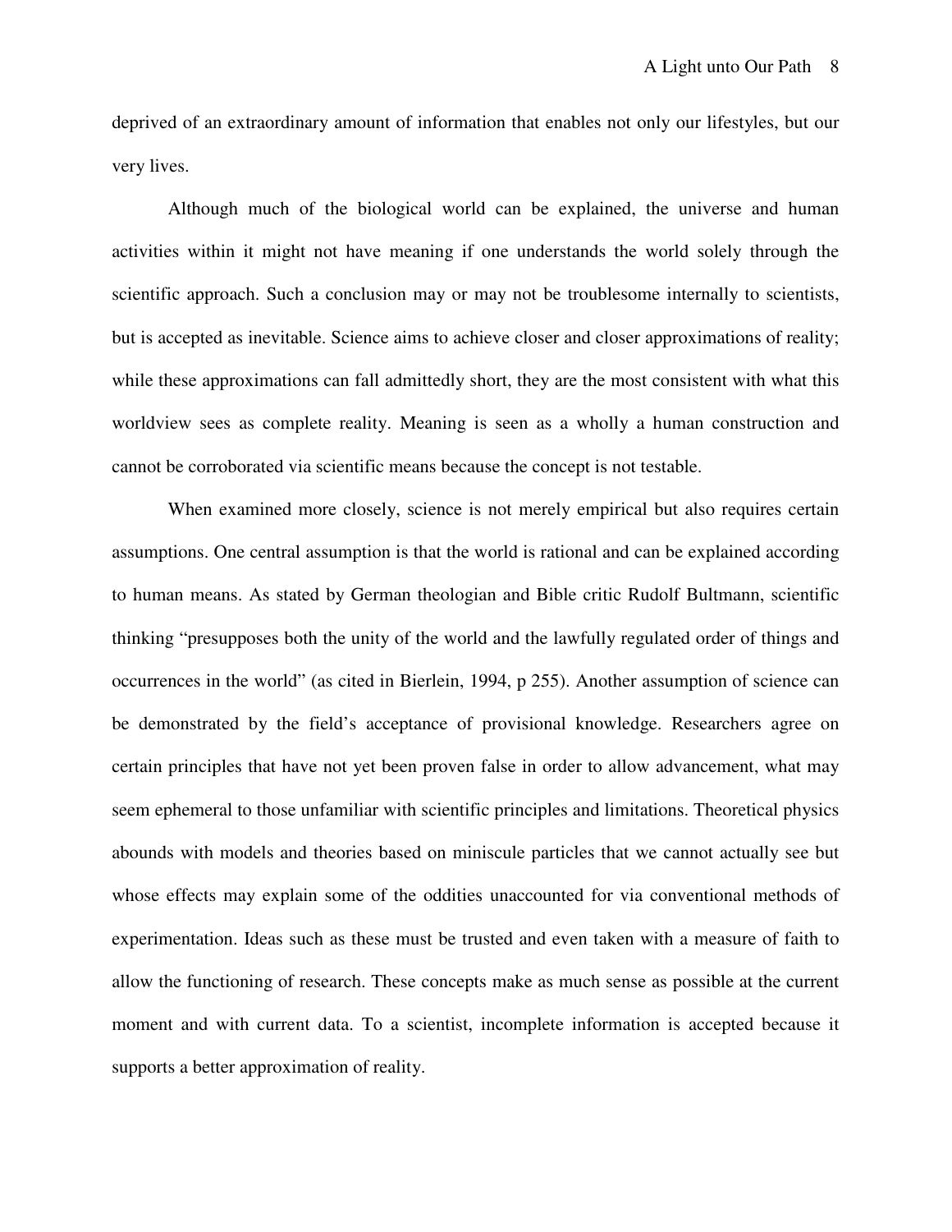deprived of an extraordinary amount of information that enables not only our lifestyles, but our very lives.

Although much of the biological world can be explained, the universe and human activities within it might not have meaning if one understands the world solely through the scientific approach. Such a conclusion may or may not be troublesome internally to scientists, but is accepted as inevitable. Science aims to achieve closer and closer approximations of reality; while these approximations can fall admittedly short, they are the most consistent with what this worldview sees as complete reality. Meaning is seen as a wholly a human construction and cannot be corroborated via scientific means because the concept is not testable.

When examined more closely, science is not merely empirical but also requires certain assumptions. One central assumption is that the world is rational and can be explained according to human means. As stated by German theologian and Bible critic Rudolf Bultmann, scientific thinking "presupposes both the unity of the world and the lawfully regulated order of things and occurrences in the world" (as cited in Bierlein, 1994, p 255). Another assumption of science can be demonstrated by the field's acceptance of provisional knowledge. Researchers agree on certain principles that have not yet been proven false in order to allow advancement, what may seem ephemeral to those unfamiliar with scientific principles and limitations. Theoretical physics abounds with models and theories based on miniscule particles that we cannot actually see but whose effects may explain some of the oddities unaccounted for via conventional methods of experimentation. Ideas such as these must be trusted and even taken with a measure of faith to allow the functioning of research. These concepts make as much sense as possible at the current moment and with current data. To a scientist, incomplete information is accepted because it supports a better approximation of reality.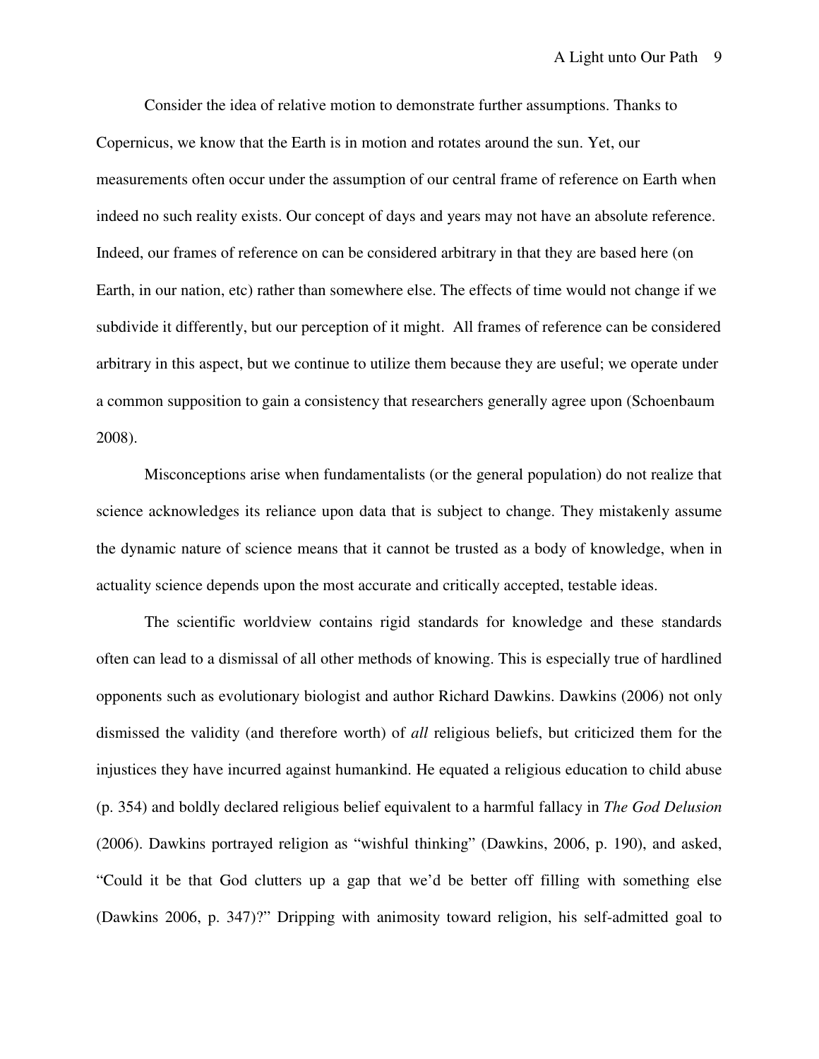Consider the idea of relative motion to demonstrate further assumptions. Thanks to Copernicus, we know that the Earth is in motion and rotates around the sun. Yet, our measurements often occur under the assumption of our central frame of reference on Earth when indeed no such reality exists. Our concept of days and years may not have an absolute reference. Indeed, our frames of reference on can be considered arbitrary in that they are based here (on Earth, in our nation, etc) rather than somewhere else. The effects of time would not change if we subdivide it differently, but our perception of it might. All frames of reference can be considered arbitrary in this aspect, but we continue to utilize them because they are useful; we operate under a common supposition to gain a consistency that researchers generally agree upon (Schoenbaum 2008).

Misconceptions arise when fundamentalists (or the general population) do not realize that science acknowledges its reliance upon data that is subject to change. They mistakenly assume the dynamic nature of science means that it cannot be trusted as a body of knowledge, when in actuality science depends upon the most accurate and critically accepted, testable ideas.

The scientific worldview contains rigid standards for knowledge and these standards often can lead to a dismissal of all other methods of knowing. This is especially true of hardlined opponents such as evolutionary biologist and author Richard Dawkins. Dawkins (2006) not only dismissed the validity (and therefore worth) of *all* religious beliefs, but criticized them for the injustices they have incurred against humankind. He equated a religious education to child abuse (p. 354) and boldly declared religious belief equivalent to a harmful fallacy in *The God Delusion* (2006). Dawkins portrayed religion as “wishful thinking” (Dawkins, 2006, p. 190), and asked, “Could it be that God clutters up a gap that we’d be better off filling with something else (Dawkins 2006, p. 347)?” Dripping with animosity toward religion, his self-admitted goal to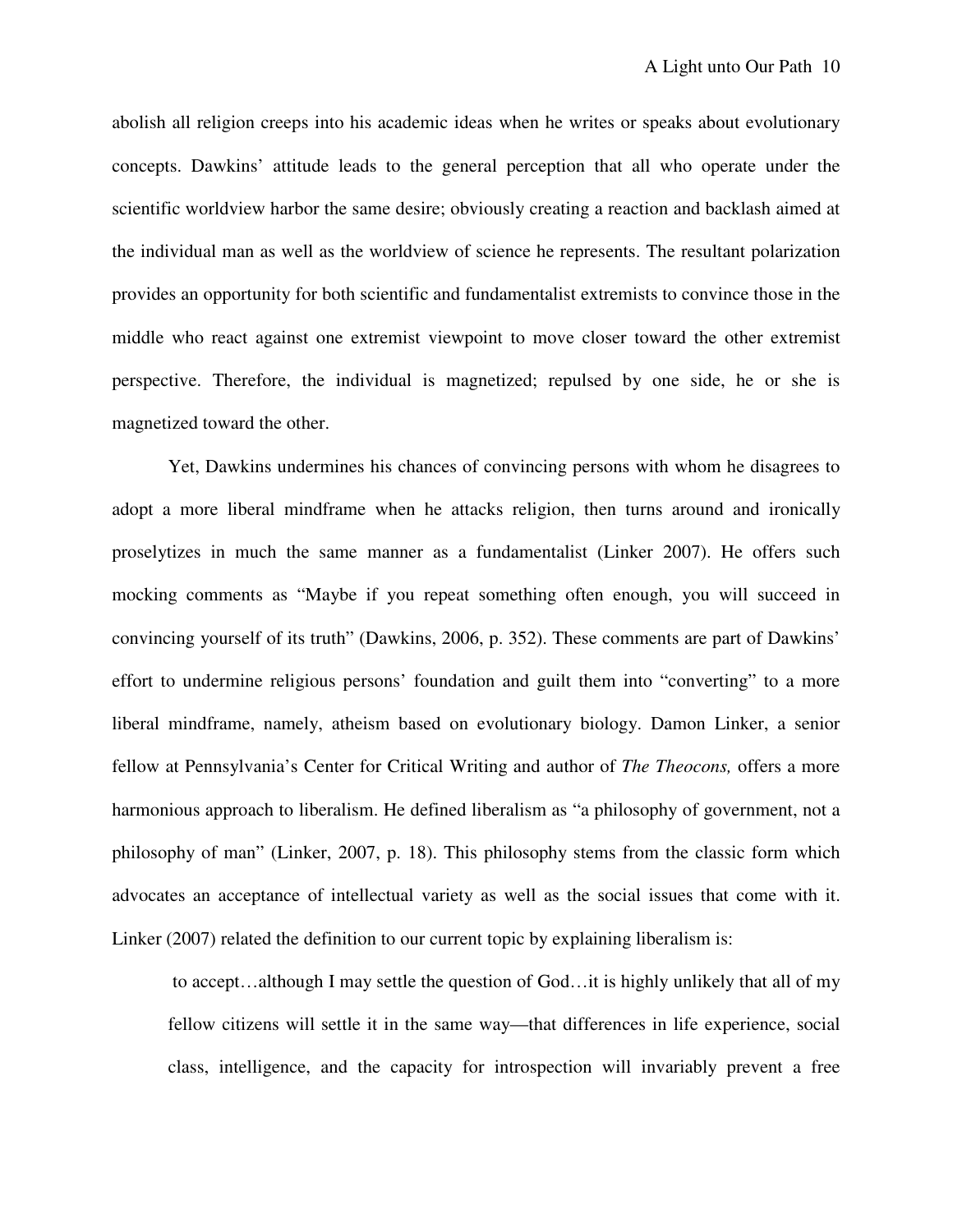abolish all religion creeps into his academic ideas when he writes or speaks about evolutionary concepts. Dawkins' attitude leads to the general perception that all who operate under the scientific worldview harbor the same desire; obviously creating a reaction and backlash aimed at the individual man as well as the worldview of science he represents. The resultant polarization provides an opportunity for both scientific and fundamentalist extremists to convince those in the middle who react against one extremist viewpoint to move closer toward the other extremist perspective. Therefore, the individual is magnetized; repulsed by one side, he or she is magnetized toward the other.

Yet, Dawkins undermines his chances of convincing persons with whom he disagrees to adopt a more liberal mindframe when he attacks religion, then turns around and ironically proselytizes in much the same manner as a fundamentalist (Linker 2007). He offers such mocking comments as "Maybe if you repeat something often enough, you will succeed in convincing yourself of its truth" (Dawkins, 2006, p. 352). These comments are part of Dawkins' effort to undermine religious persons' foundation and guilt them into "converting" to a more liberal mindframe, namely, atheism based on evolutionary biology. Damon Linker, a senior fellow at Pennsylvania's Center for Critical Writing and author of *The Theocons,* offers a more harmonious approach to liberalism. He defined liberalism as "a philosophy of government, not a philosophy of man" (Linker, 2007, p. 18). This philosophy stems from the classic form which advocates an acceptance of intellectual variety as well as the social issues that come with it. Linker (2007) related the definition to our current topic by explaining liberalism is:

> to accept…although I may settle the question of God…it is highly unlikely that all of my fellow citizens will settle it in the same way—that differences in life experience, social class, intelligence, and the capacity for introspection will invariably prevent a free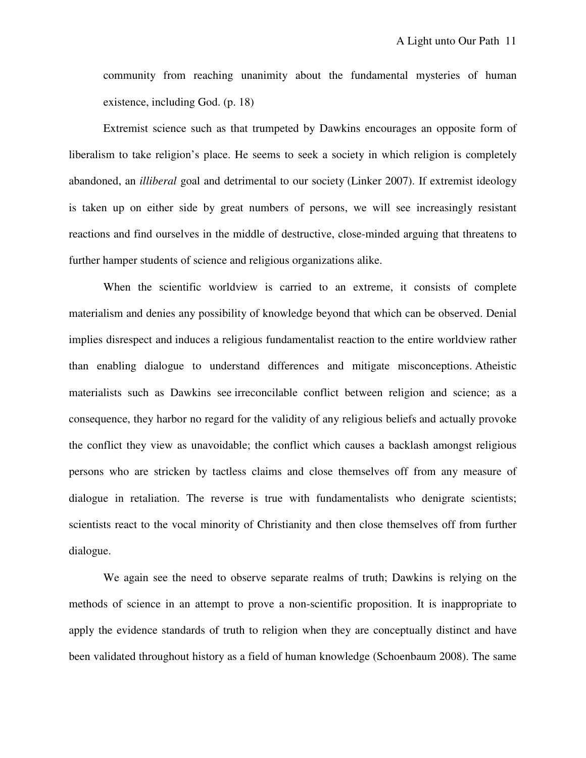> community from reaching unanimity about the fundamental mysteries of human existence, including God. (p. 18)

Extremist science such as that trumpeted by Dawkins encourages an opposite form of liberalism to take religion's place. He seems to seek a society in which religion is completely abandoned, an *illiberal* goal and detrimental to our society (Linker 2007). If extremist ideology is taken up on either side by great numbers of persons, we will see increasingly resistant reactions and find ourselves in the middle of destructive, close-minded arguing that threatens to further hamper students of science and religious organizations alike.

When the scientific worldview is carried to an extreme, it consists of complete materialism and denies any possibility of knowledge beyond that which can be observed. Denial implies disrespect and induces a religious fundamentalist reaction to the entire worldview rather than enabling dialogue to understand differences and mitigate misconceptions. Atheistic materialists such as Dawkins see irreconcilable conflict between religion and science; as a consequence, they harbor no regard for the validity of any religious beliefs and actually provoke the conflict they view as unavoidable; the conflict which causes a backlash amongst religious persons who are stricken by tactless claims and close themselves off from any measure of dialogue in retaliation. The reverse is true with fundamentalists who denigrate scientists; scientists react to the vocal minority of Christianity and then close themselves off from further dialogue.

We again see the need to observe separate realms of truth; Dawkins is relying on the methods of science in an attempt to prove a non-scientific proposition. It is inappropriate to apply the evidence standards of truth to religion when they are conceptually distinct and have been validated throughout history as a field of human knowledge (Schoenbaum 2008). The same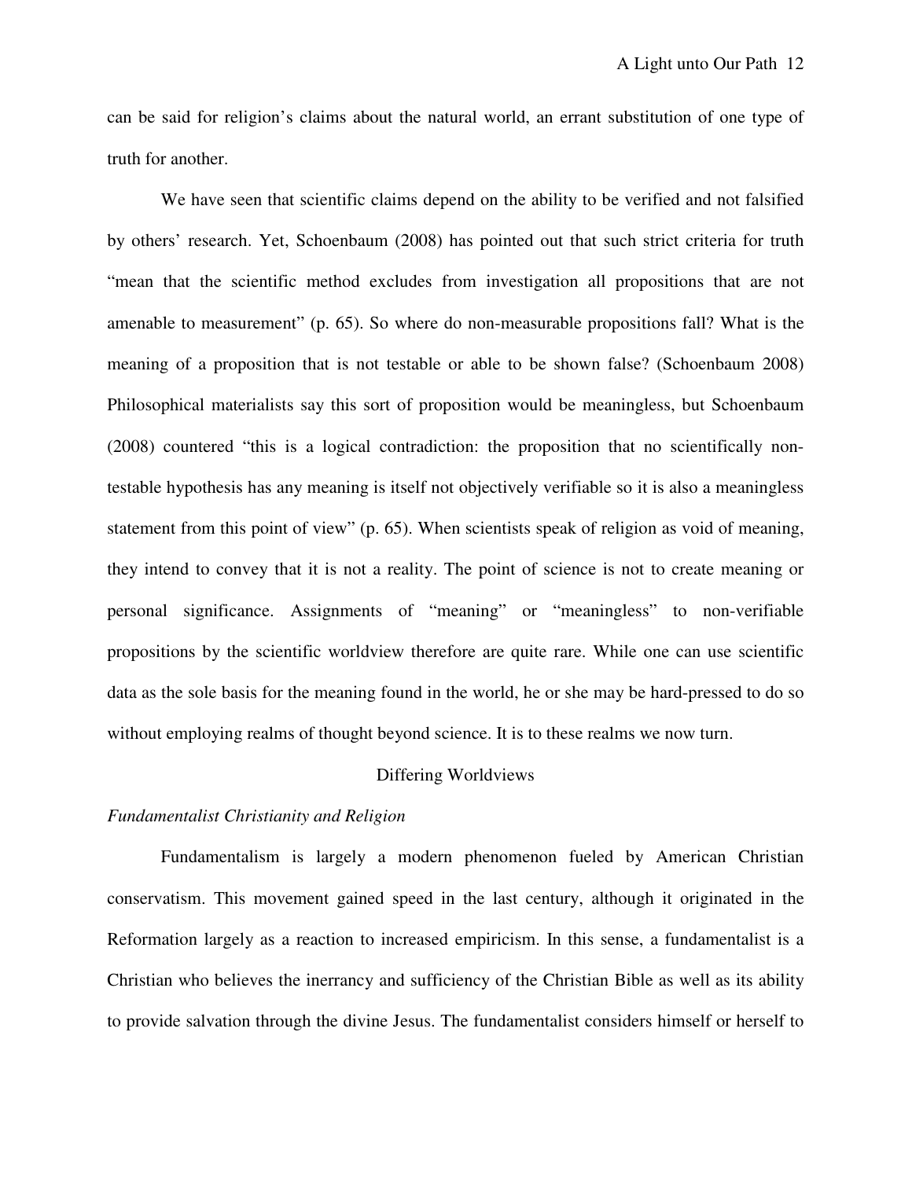can be said for religion's claims about the natural world, an errant substitution of one type of truth for another.

We have seen that scientific claims depend on the ability to be verified and not falsified by others' research. Yet, Schoenbaum (2008) has pointed out that such strict criteria for truth "mean that the scientific method excludes from investigation all propositions that are not amenable to measurement" (p. 65). So where do non-measurable propositions fall? What is the meaning of a proposition that is not testable or able to be shown false? (Schoenbaum 2008) Philosophical materialists say this sort of proposition would be meaningless, but Schoenbaum (2008) countered "this is a logical contradiction: the proposition that no scientifically non-testable hypothesis has any meaning is itself not objectively verifiable so it is also a meaningless statement from this point of view" (p. 65). When scientists speak of religion as void of meaning, they intend to convey that it is not a reality. The point of science is not to create meaning or personal significance. Assignments of "meaning" or "meaningless" to non-verifiable propositions by the scientific worldview therefore are quite rare. While one can use scientific data as the sole basis for the meaning found in the world, he or she may be hard-pressed to do so without employing realms of thought beyond science. It is to these realms we now turn.

## Differing Worldviews

### *Fundamentalist Christianity and Religion*

Fundamentalism is largely a modern phenomenon fueled by American Christian conservatism. This movement gained speed in the last century, although it originated in the Reformation largely as a reaction to increased empiricism. In this sense, a fundamentalist is a Christian who believes the inerrancy and sufficiency of the Christian Bible as well as its ability to provide salvation through the divine Jesus. The fundamentalist considers himself or herself to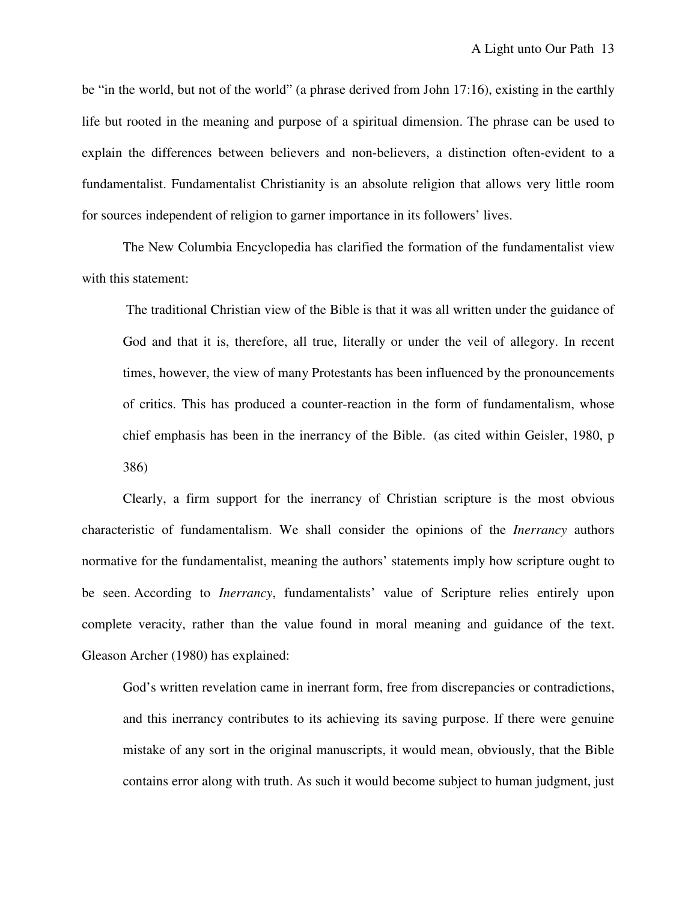be "in the world, but not of the world" (a phrase derived from John 17:16), existing in the earthly life but rooted in the meaning and purpose of a spiritual dimension. The phrase can be used to explain the differences between believers and non-believers, a distinction often-evident to a fundamentalist. Fundamentalist Christianity is an absolute religion that allows very little room for sources independent of religion to garner importance in its followers' lives.

The New Columbia Encyclopedia has clarified the formation of the fundamentalist view with this statement:

> The traditional Christian view of the Bible is that it was all written under the guidance of God and that it is, therefore, all true, literally or under the veil of allegory. In recent times, however, the view of many Protestants has been influenced by the pronouncements of critics. This has produced a counter-reaction in the form of fundamentalism, whose chief emphasis has been in the inerrancy of the Bible. (as cited within Geisler, 1980, p 386)

Clearly, a firm support for the inerrancy of Christian scripture is the most obvious characteristic of fundamentalism. We shall consider the opinions of the *Inerrancy* authors normative for the fundamentalist, meaning the authors' statements imply how scripture ought to be seen. According to *Inerrancy*, fundamentalists' value of Scripture relies entirely upon complete veracity, rather than the value found in moral meaning and guidance of the text. Gleason Archer (1980) has explained:

> God's written revelation came in inerrant form, free from discrepancies or contradictions, and this inerrancy contributes to its achieving its saving purpose. If there were genuine mistake of any sort in the original manuscripts, it would mean, obviously, that the Bible contains error along with truth. As such it would become subject to human judgment, just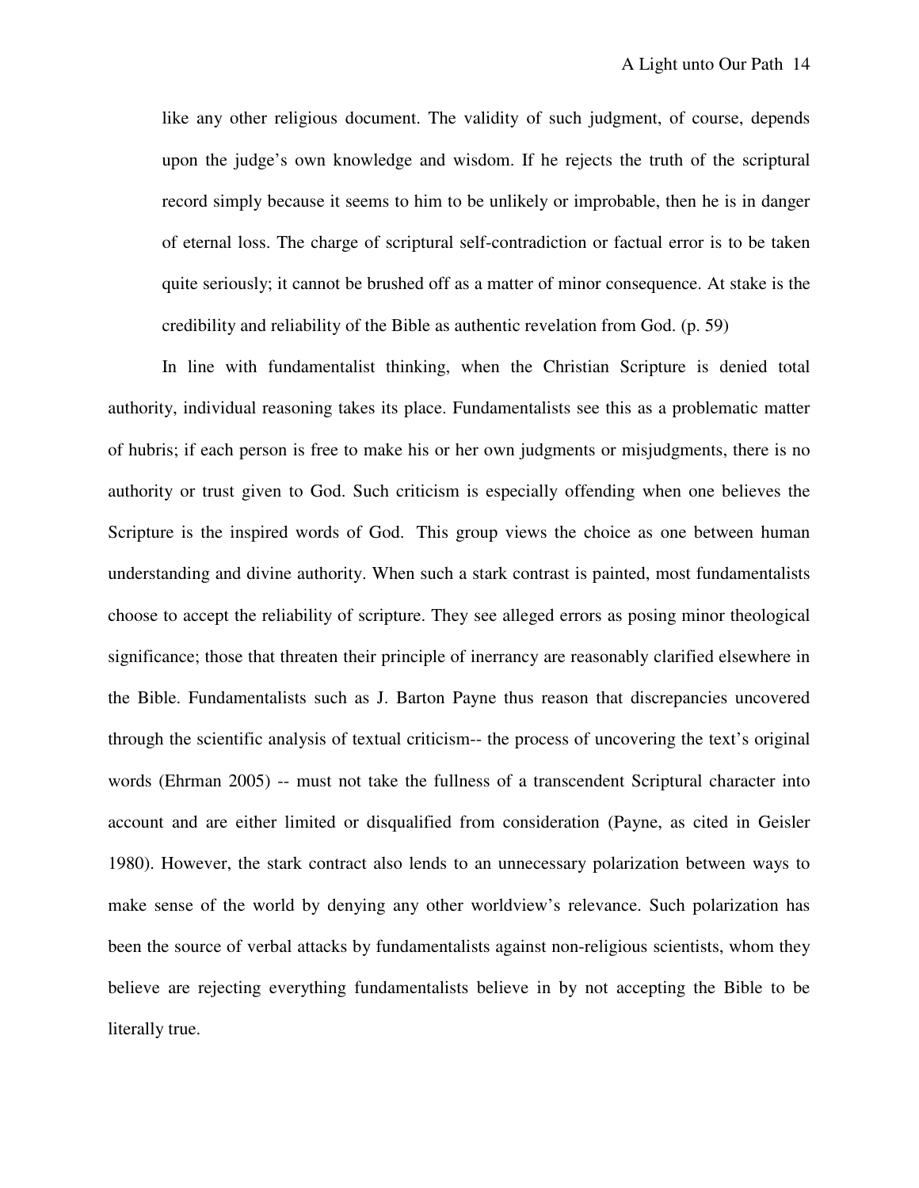> like any other religious document. The validity of such judgment, of course, depends upon the judge's own knowledge and wisdom. If he rejects the truth of the scriptural record simply because it seems to him to be unlikely or improbable, then he is in danger of eternal loss. The charge of scriptural self-contradiction or factual error is to be taken quite seriously; it cannot be brushed off as a matter of minor consequence. At stake is the credibility and reliability of the Bible as authentic revelation from God. (p. 59)

In line with fundamentalist thinking, when the Christian Scripture is denied total authority, individual reasoning takes its place. Fundamentalists see this as a problematic matter of hubris; if each person is free to make his or her own judgments or misjudgments, there is no authority or trust given to God. Such criticism is especially offending when one believes the Scripture is the inspired words of God. This group views the choice as one between human understanding and divine authority. When such a stark contrast is painted, most fundamentalists choose to accept the reliability of scripture. They see alleged errors as posing minor theological significance; those that threaten their principle of inerrancy are reasonably clarified elsewhere in the Bible. Fundamentalists such as J. Barton Payne thus reason that discrepancies uncovered through the scientific analysis of textual criticism-- the process of uncovering the text's original words (Ehrman 2005) -- must not take the fullness of a transcendent Scriptural character into account and are either limited or disqualified from consideration (Payne, as cited in Geisler 1980). However, the stark contract also lends to an unnecessary polarization between ways to make sense of the world by denying any other worldview's relevance. Such polarization has been the source of verbal attacks by fundamentalists against non-religious scientists, whom they believe are rejecting everything fundamentalists believe in by not accepting the Bible to be literally true.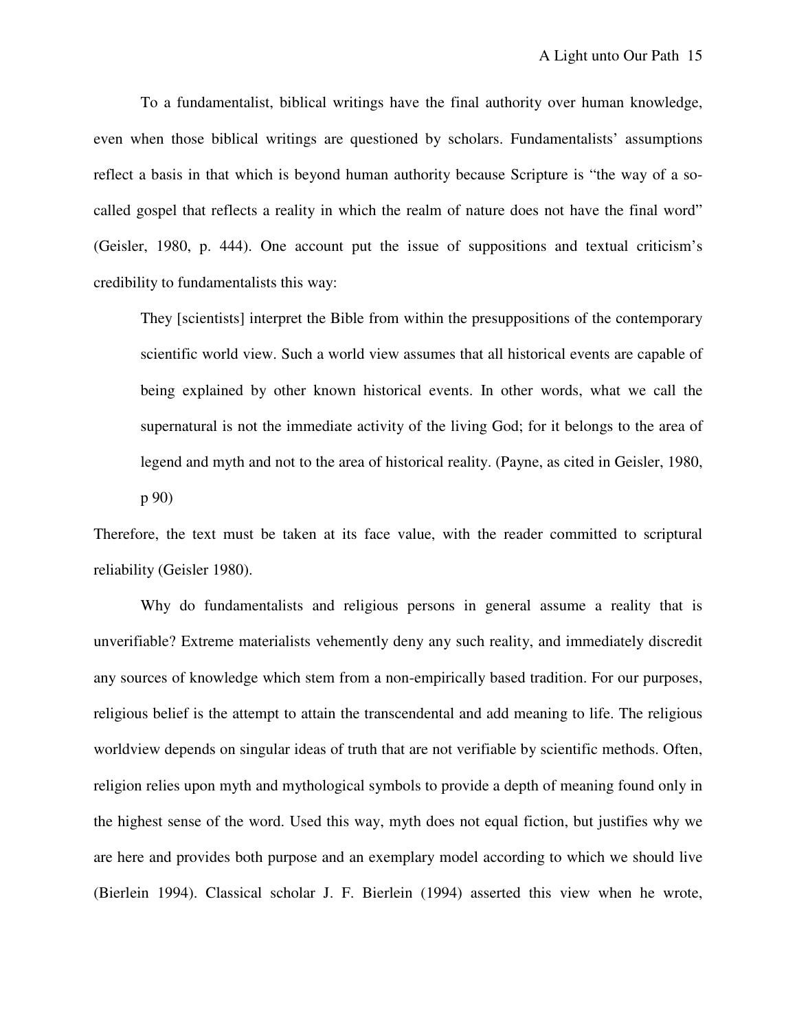To a fundamentalist, biblical writings have the final authority over human knowledge, even when those biblical writings are questioned by scholars. Fundamentalists' assumptions reflect a basis in that which is beyond human authority because Scripture is "the way of a so-called gospel that reflects a reality in which the realm of nature does not have the final word" (Geisler, 1980, p. 444). One account put the issue of suppositions and textual criticism's credibility to fundamentalists this way:

> They [scientists] interpret the Bible from within the presuppositions of the contemporary scientific world view. Such a world view assumes that all historical events are capable of being explained by other known historical events. In other words, what we call the supernatural is not the immediate activity of the living God; for it belongs to the area of legend and myth and not to the area of historical reality. (Payne, as cited in Geisler, 1980, p 90)

Therefore, the text must be taken at its face value, with the reader committed to scriptural reliability (Geisler 1980).

Why do fundamentalists and religious persons in general assume a reality that is unverifiable? Extreme materialists vehemently deny any such reality, and immediately discredit any sources of knowledge which stem from a non-empirically based tradition. For our purposes, religious belief is the attempt to attain the transcendental and add meaning to life. The religious worldview depends on singular ideas of truth that are not verifiable by scientific methods. Often, religion relies upon myth and mythological symbols to provide a depth of meaning found only in the highest sense of the word. Used this way, myth does not equal fiction, but justifies why we are here and provides both purpose and an exemplary model according to which we should live (Bierlein 1994). Classical scholar J. F. Bierlein (1994) asserted this view when he wrote,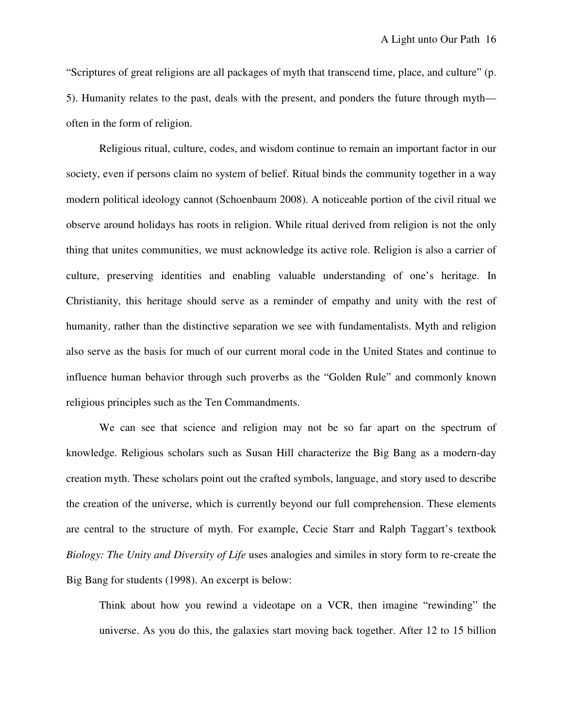"Scriptures of great religions are all packages of myth that transcend time, place, and culture" (p. 5). Humanity relates to the past, deals with the present, and ponders the future through myth—often in the form of religion.

Religious ritual, culture, codes, and wisdom continue to remain an important factor in our society, even if persons claim no system of belief. Ritual binds the community together in a way modern political ideology cannot (Schoenbaum 2008). A noticeable portion of the civil ritual we observe around holidays has roots in religion. While ritual derived from religion is not the only thing that unites communities, we must acknowledge its active role. Religion is also a carrier of culture, preserving identities and enabling valuable understanding of one's heritage. In Christianity, this heritage should serve as a reminder of empathy and unity with the rest of humanity, rather than the distinctive separation we see with fundamentalists. Myth and religion also serve as the basis for much of our current moral code in the United States and continue to influence human behavior through such proverbs as the "Golden Rule" and commonly known religious principles such as the Ten Commandments.

We can see that science and religion may not be so far apart on the spectrum of knowledge. Religious scholars such as Susan Hill characterize the Big Bang as a modern-day creation myth. These scholars point out the crafted symbols, language, and story used to describe the creation of the universe, which is currently beyond our full comprehension. These elements are central to the structure of myth. For example, Cecie Starr and Ralph Taggart's textbook *Biology: The Unity and Diversity of Life* uses analogies and similes in story form to re-create the Big Bang for students (1998). An excerpt is below:

> Think about how you rewind a videotape on a VCR, then imagine "rewinding" the universe. As you do this, the galaxies start moving back together. After 12 to 15 billion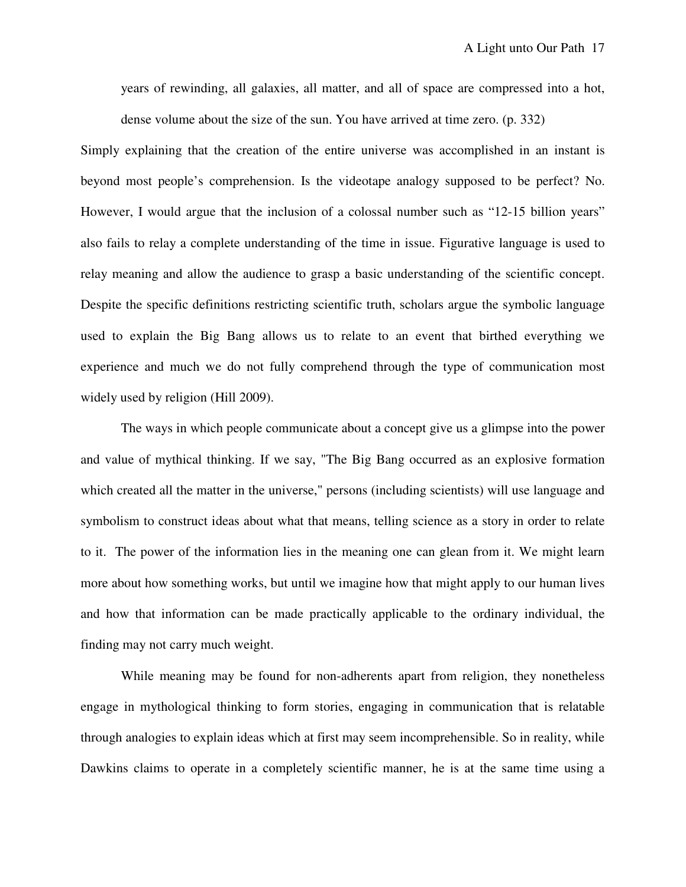> years of rewinding, all galaxies, all matter, and all of space are compressed into a hot, dense volume about the size of the sun. You have arrived at time zero. (p. 332)

Simply explaining that the creation of the entire universe was accomplished in an instant is beyond most people's comprehension. Is the videotape analogy supposed to be perfect? No. However, I would argue that the inclusion of a colossal number such as "12-15 billion years" also fails to relay a complete understanding of the time in issue. Figurative language is used to relay meaning and allow the audience to grasp a basic understanding of the scientific concept. Despite the specific definitions restricting scientific truth, scholars argue the symbolic language used to explain the Big Bang allows us to relate to an event that birthed everything we experience and much we do not fully comprehend through the type of communication most widely used by religion (Hill 2009).

The ways in which people communicate about a concept give us a glimpse into the power and value of mythical thinking. If we say, "The Big Bang occurred as an explosive formation which created all the matter in the universe," persons (including scientists) will use language and symbolism to construct ideas about what that means, telling science as a story in order to relate to it. The power of the information lies in the meaning one can glean from it. We might learn more about how something works, but until we imagine how that might apply to our human lives and how that information can be made practically applicable to the ordinary individual, the finding may not carry much weight.

While meaning may be found for non-adherents apart from religion, they nonetheless engage in mythological thinking to form stories, engaging in communication that is relatable through analogies to explain ideas which at first may seem incomprehensible. So in reality, while Dawkins claims to operate in a completely scientific manner, he is at the same time using a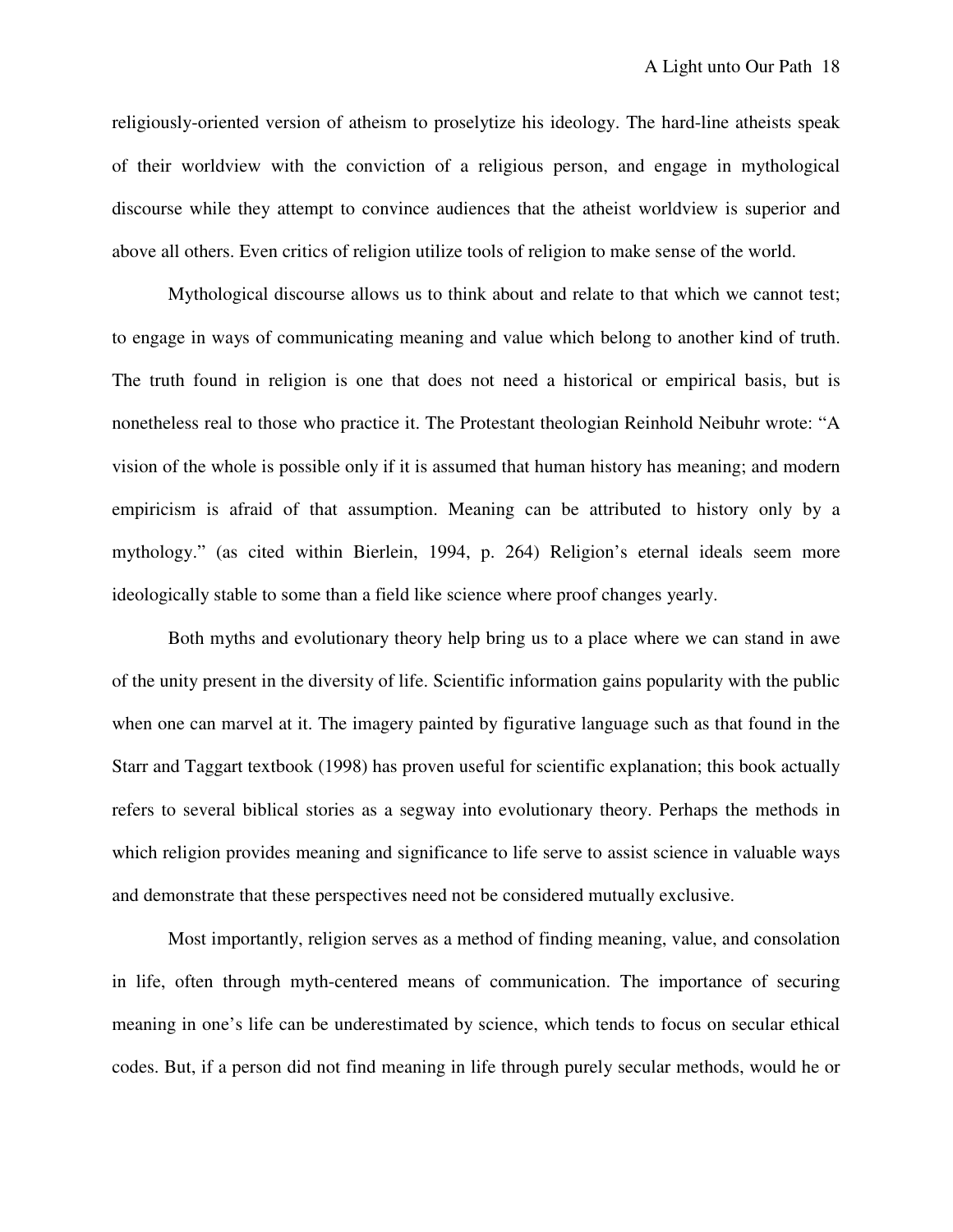religiously-oriented version of atheism to proselytize his ideology. The hard-line atheists speak of their worldview with the conviction of a religious person, and engage in mythological discourse while they attempt to convince audiences that the atheist worldview is superior and above all others. Even critics of religion utilize tools of religion to make sense of the world.

Mythological discourse allows us to think about and relate to that which we cannot test; to engage in ways of communicating meaning and value which belong to another kind of truth. The truth found in religion is one that does not need a historical or empirical basis, but is nonetheless real to those who practice it. The Protestant theologian Reinhold Neibuhr wrote: "A vision of the whole is possible only if it is assumed that human history has meaning; and modern empiricism is afraid of that assumption. Meaning can be attributed to history only by a mythology." (as cited within Bierlein, 1994, p. 264) Religion's eternal ideals seem more ideologically stable to some than a field like science where proof changes yearly.

Both myths and evolutionary theory help bring us to a place where we can stand in awe of the unity present in the diversity of life. Scientific information gains popularity with the public when one can marvel at it. The imagery painted by figurative language such as that found in the Starr and Taggart textbook (1998) has proven useful for scientific explanation; this book actually refers to several biblical stories as a segway into evolutionary theory. Perhaps the methods in which religion provides meaning and significance to life serve to assist science in valuable ways and demonstrate that these perspectives need not be considered mutually exclusive.

Most importantly, religion serves as a method of finding meaning, value, and consolation in life, often through myth-centered means of communication. The importance of securing meaning in one's life can be underestimated by science, which tends to focus on secular ethical codes. But, if a person did not find meaning in life through purely secular methods, would he or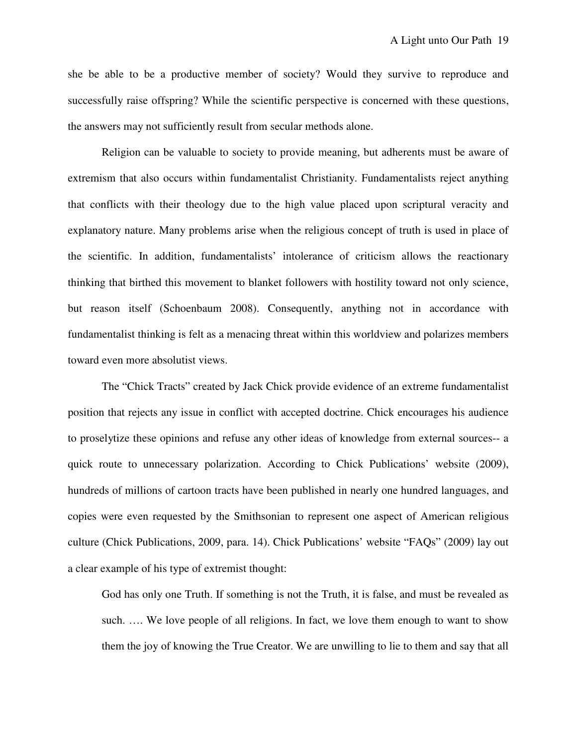she be able to be a productive member of society? Would they survive to reproduce and successfully raise offspring? While the scientific perspective is concerned with these questions, the answers may not sufficiently result from secular methods alone.

Religion can be valuable to society to provide meaning, but adherents must be aware of extremism that also occurs within fundamentalist Christianity. Fundamentalists reject anything that conflicts with their theology due to the high value placed upon scriptural veracity and explanatory nature. Many problems arise when the religious concept of truth is used in place of the scientific. In addition, fundamentalists' intolerance of criticism allows the reactionary thinking that birthed this movement to blanket followers with hostility toward not only science, but reason itself (Schoenbaum 2008). Consequently, anything not in accordance with fundamentalist thinking is felt as a menacing threat within this worldview and polarizes members toward even more absolutist views.

The "Chick Tracts" created by Jack Chick provide evidence of an extreme fundamentalist position that rejects any issue in conflict with accepted doctrine. Chick encourages his audience to proselytize these opinions and refuse any other ideas of knowledge from external sources-- a quick route to unnecessary polarization. According to Chick Publications' website (2009), hundreds of millions of cartoon tracts have been published in nearly one hundred languages, and copies were even requested by the Smithsonian to represent one aspect of American religious culture (Chick Publications, 2009, para. 14). Chick Publications' website "FAQs" (2009) lay out a clear example of his type of extremist thought:

> God has only one Truth. If something is not the Truth, it is false, and must be revealed as such. …. We love people of all religions. In fact, we love them enough to want to show them the joy of knowing the True Creator. We are unwilling to lie to them and say that all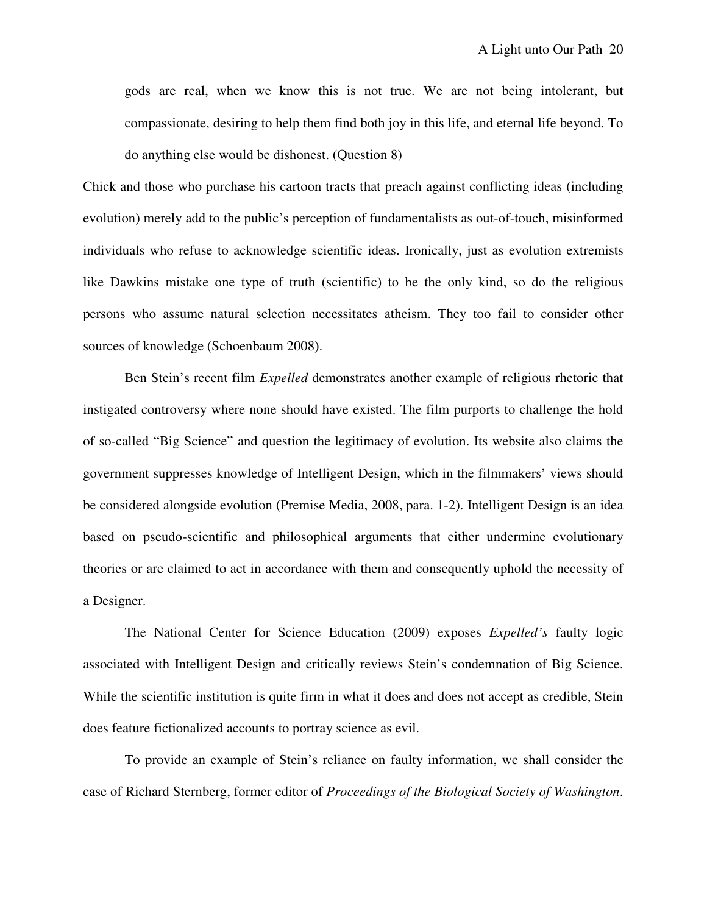> gods are real, when we know this is not true. We are not being intolerant, but compassionate, desiring to help them find both joy in this life, and eternal life beyond. To do anything else would be dishonest. (Question 8)

Chick and those who purchase his cartoon tracts that preach against conflicting ideas (including evolution) merely add to the public's perception of fundamentalists as out-of-touch, misinformed individuals who refuse to acknowledge scientific ideas. Ironically, just as evolution extremists like Dawkins mistake one type of truth (scientific) to be the only kind, so do the religious persons who assume natural selection necessitates atheism. They too fail to consider other sources of knowledge (Schoenbaum 2008).

Ben Stein's recent film *Expelled* demonstrates another example of religious rhetoric that instigated controversy where none should have existed. The film purports to challenge the hold of so-called "Big Science" and question the legitimacy of evolution. Its website also claims the government suppresses knowledge of Intelligent Design, which in the filmmakers' views should be considered alongside evolution (Premise Media, 2008, para. 1-2). Intelligent Design is an idea based on pseudo-scientific and philosophical arguments that either undermine evolutionary theories or are claimed to act in accordance with them and consequently uphold the necessity of a Designer.

The National Center for Science Education (2009) exposes *Expelled's* faulty logic associated with Intelligent Design and critically reviews Stein's condemnation of Big Science. While the scientific institution is quite firm in what it does and does not accept as credible, Stein does feature fictionalized accounts to portray science as evil.

To provide an example of Stein's reliance on faulty information, we shall consider the case of Richard Sternberg, former editor of *Proceedings of the Biological Society of Washington*.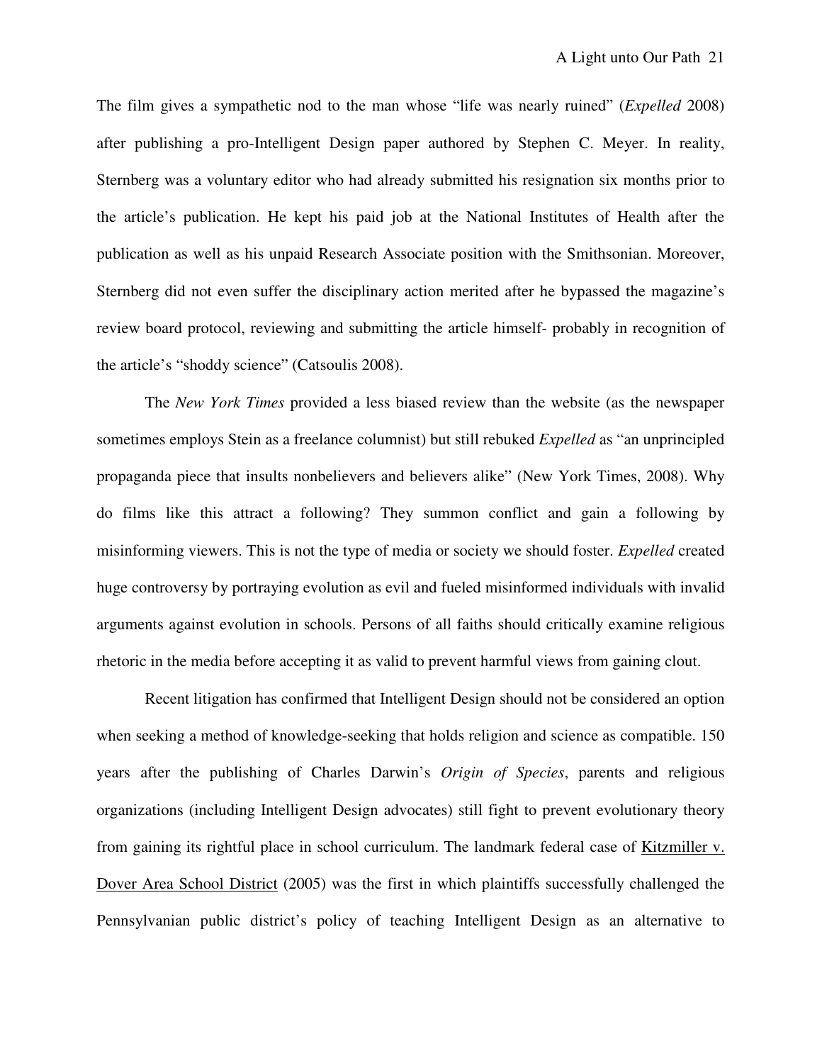The film gives a sympathetic nod to the man whose "life was nearly ruined" (*Expelled* 2008) after publishing a pro-Intelligent Design paper authored by Stephen C. Meyer. In reality, Sternberg was a voluntary editor who had already submitted his resignation six months prior to the article's publication. He kept his paid job at the National Institutes of Health after the publication as well as his unpaid Research Associate position with the Smithsonian. Moreover, Sternberg did not even suffer the disciplinary action merited after he bypassed the magazine's review board protocol, reviewing and submitting the article himself- probably in recognition of the article's "shoddy science" (Catsoulis 2008).

The *New York Times* provided a less biased review than the website (as the newspaper sometimes employs Stein as a freelance columnist) but still rebuked *Expelled* as "an unprincipled propaganda piece that insults nonbelievers and believers alike" (New York Times, 2008). Why do films like this attract a following? They summon conflict and gain a following by misinforming viewers. This is not the type of media or society we should foster. *Expelled* created huge controversy by portraying evolution as evil and fueled misinformed individuals with invalid arguments against evolution in schools. Persons of all faiths should critically examine religious rhetoric in the media before accepting it as valid to prevent harmful views from gaining clout.

Recent litigation has confirmed that Intelligent Design should not be considered an option when seeking a method of knowledge-seeking that holds religion and science as compatible. 150 years after the publishing of Charles Darwin's *Origin of Species*, parents and religious organizations (including Intelligent Design advocates) still fight to prevent evolutionary theory from gaining its rightful place in school curriculum. The landmark federal case of Kitzmiller v. Dover Area School District (2005) was the first in which plaintiffs successfully challenged the Pennsylvanian public district's policy of teaching Intelligent Design as an alternative to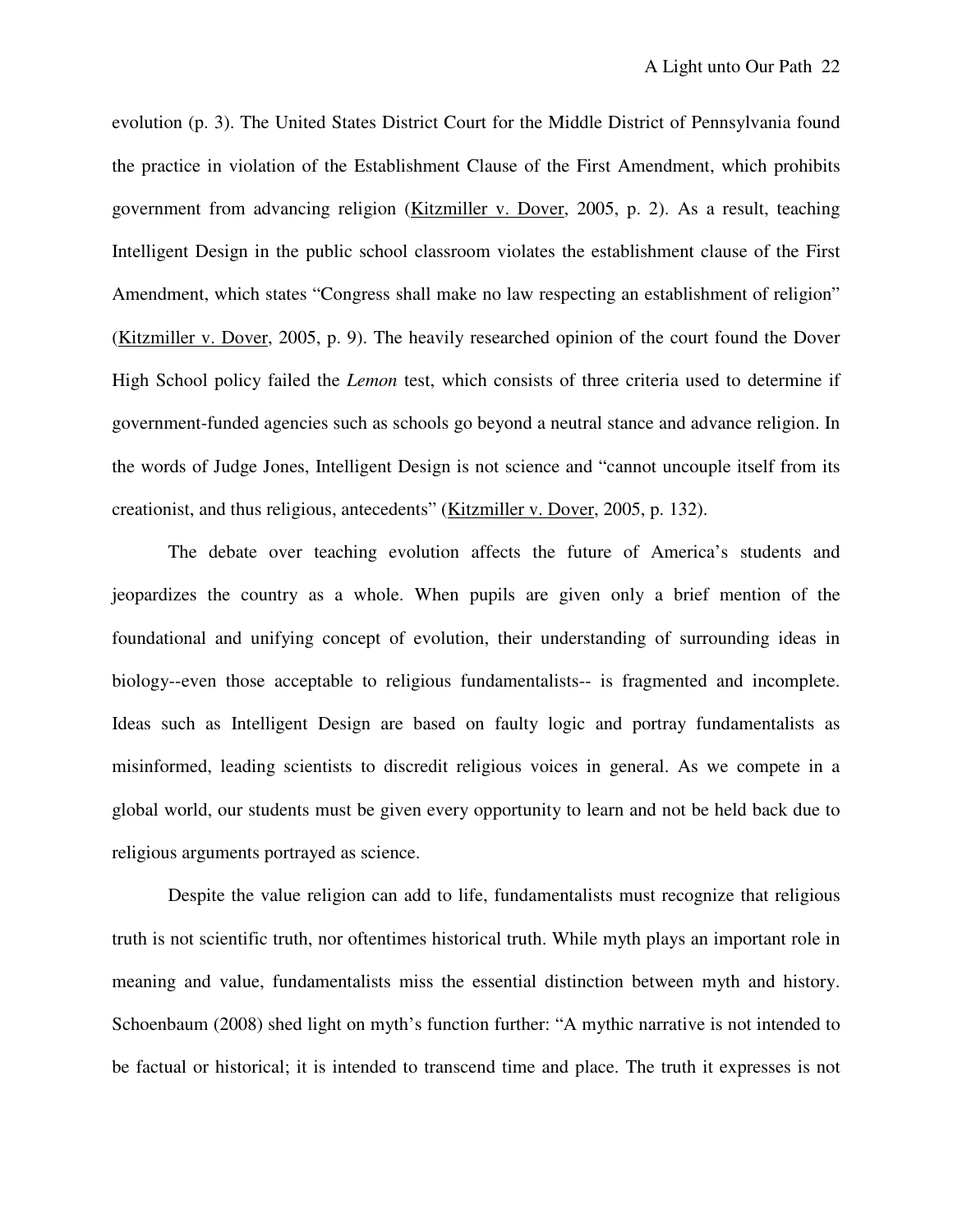evolution (p. 3). The United States District Court for the Middle District of Pennsylvania found the practice in violation of the Establishment Clause of the First Amendment, which prohibits government from advancing religion (Kitzmiller v. Dover, 2005, p. 2). As a result, teaching Intelligent Design in the public school classroom violates the establishment clause of the First Amendment, which states "Congress shall make no law respecting an establishment of religion" (Kitzmiller v. Dover, 2005, p. 9). The heavily researched opinion of the court found the Dover High School policy failed the *Lemon* test, which consists of three criteria used to determine if government-funded agencies such as schools go beyond a neutral stance and advance religion. In the words of Judge Jones, Intelligent Design is not science and "cannot uncouple itself from its creationist, and thus religious, antecedents" (Kitzmiller v. Dover, 2005, p. 132).

The debate over teaching evolution affects the future of America's students and jeopardizes the country as a whole. When pupils are given only a brief mention of the foundational and unifying concept of evolution, their understanding of surrounding ideas in biology--even those acceptable to religious fundamentalists-- is fragmented and incomplete. Ideas such as Intelligent Design are based on faulty logic and portray fundamentalists as misinformed, leading scientists to discredit religious voices in general. As we compete in a global world, our students must be given every opportunity to learn and not be held back due to religious arguments portrayed as science.

Despite the value religion can add to life, fundamentalists must recognize that religious truth is not scientific truth, nor oftentimes historical truth. While myth plays an important role in meaning and value, fundamentalists miss the essential distinction between myth and history. Schoenbaum (2008) shed light on myth's function further: "A mythic narrative is not intended to be factual or historical; it is intended to transcend time and place. The truth it expresses is not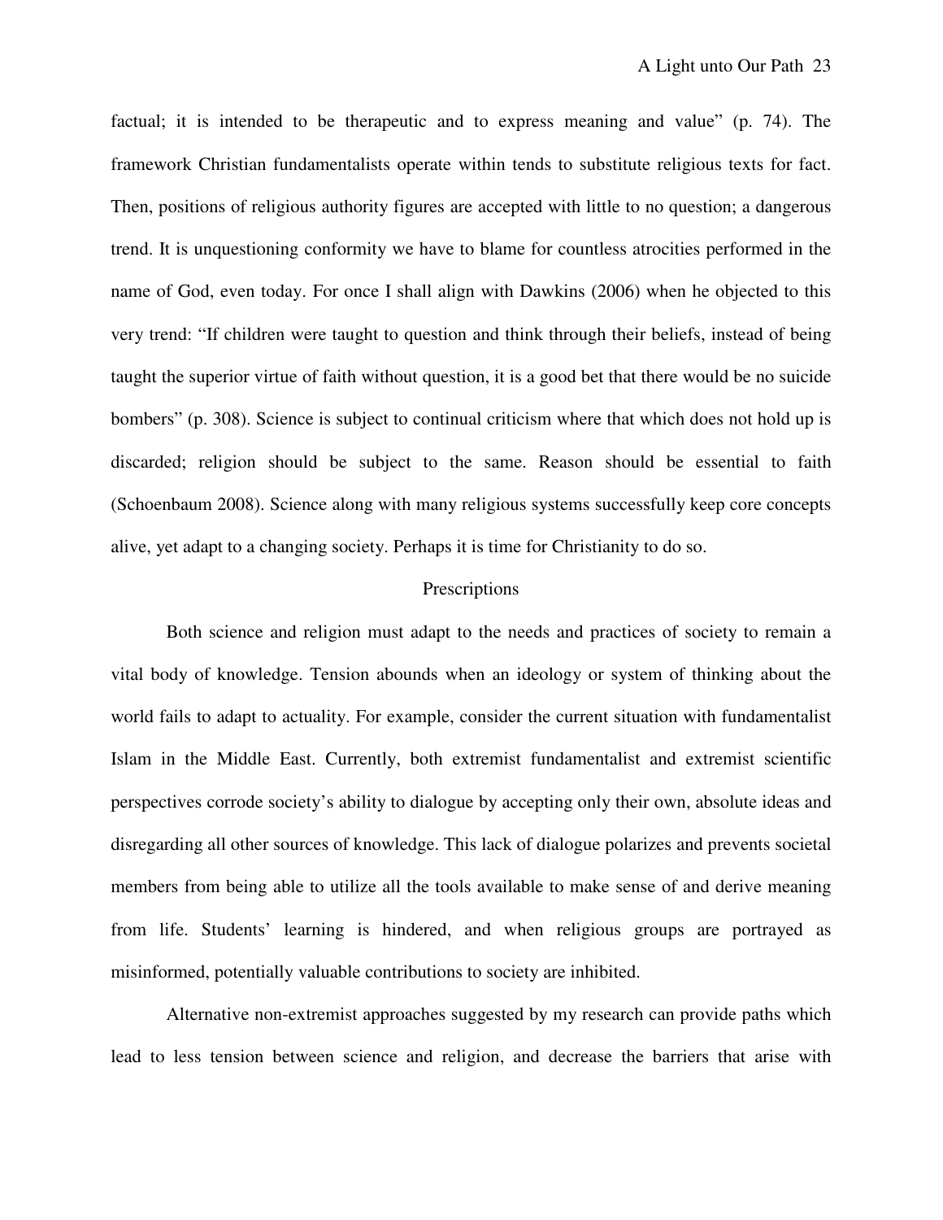factual; it is intended to be therapeutic and to express meaning and value" (p. 74). The framework Christian fundamentalists operate within tends to substitute religious texts for fact. Then, positions of religious authority figures are accepted with little to no question; a dangerous trend. It is unquestioning conformity we have to blame for countless atrocities performed in the name of God, even today. For once I shall align with Dawkins (2006) when he objected to this very trend: "If children were taught to question and think through their beliefs, instead of being taught the superior virtue of faith without question, it is a good bet that there would be no suicide bombers" (p. 308). Science is subject to continual criticism where that which does not hold up is discarded; religion should be subject to the same. Reason should be essential to faith (Schoenbaum 2008). Science along with many religious systems successfully keep core concepts alive, yet adapt to a changing society. Perhaps it is time for Christianity to do so.

## Prescriptions

Both science and religion must adapt to the needs and practices of society to remain a vital body of knowledge. Tension abounds when an ideology or system of thinking about the world fails to adapt to actuality. For example, consider the current situation with fundamentalist Islam in the Middle East. Currently, both extremist fundamentalist and extremist scientific perspectives corrode society's ability to dialogue by accepting only their own, absolute ideas and disregarding all other sources of knowledge. This lack of dialogue polarizes and prevents societal members from being able to utilize all the tools available to make sense of and derive meaning from life. Students' learning is hindered, and when religious groups are portrayed as misinformed, potentially valuable contributions to society are inhibited.

Alternative non-extremist approaches suggested by my research can provide paths which lead to less tension between science and religion, and decrease the barriers that arise with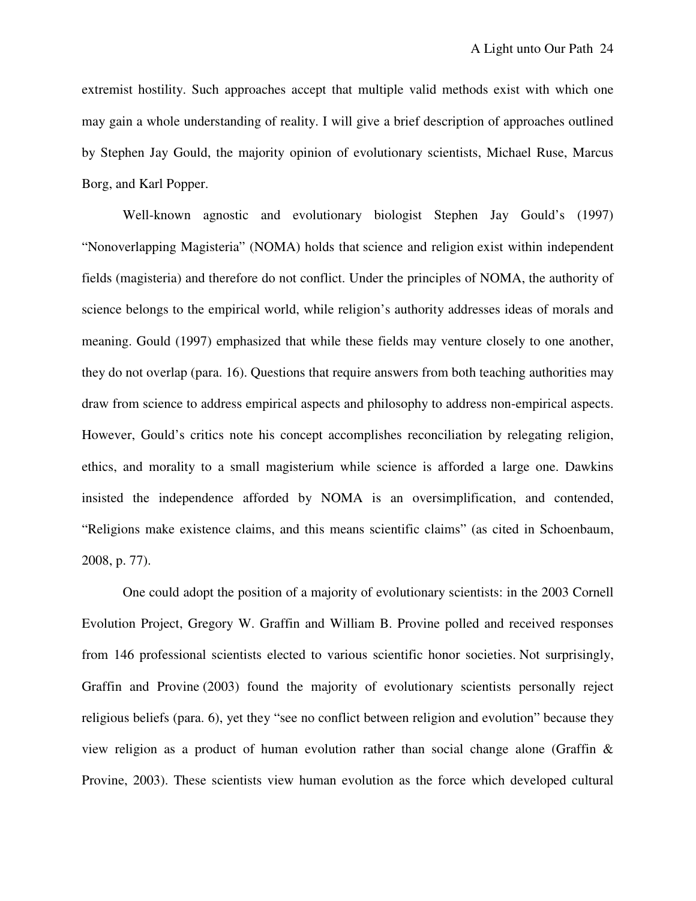extremist hostility. Such approaches accept that multiple valid methods exist with which one may gain a whole understanding of reality. I will give a brief description of approaches outlined by Stephen Jay Gould, the majority opinion of evolutionary scientists, Michael Ruse, Marcus Borg, and Karl Popper.

Well-known agnostic and evolutionary biologist Stephen Jay Gould's (1997) "Nonoverlapping Magisteria" (NOMA) holds that science and religion exist within independent fields (magisteria) and therefore do not conflict. Under the principles of NOMA, the authority of science belongs to the empirical world, while religion's authority addresses ideas of morals and meaning. Gould (1997) emphasized that while these fields may venture closely to one another, they do not overlap (para. 16). Questions that require answers from both teaching authorities may draw from science to address empirical aspects and philosophy to address non-empirical aspects. However, Gould's critics note his concept accomplishes reconciliation by relegating religion, ethics, and morality to a small magisterium while science is afforded a large one. Dawkins insisted the independence afforded by NOMA is an oversimplification, and contended, "Religions make existence claims, and this means scientific claims" (as cited in Schoenbaum, 2008, p. 77).

One could adopt the position of a majority of evolutionary scientists: in the 2003 Cornell Evolution Project, Gregory W. Graffin and William B. Provine polled and received responses from 146 professional scientists elected to various scientific honor societies. Not surprisingly, Graffin and Provine (2003) found the majority of evolutionary scientists personally reject religious beliefs (para. 6), yet they "see no conflict between religion and evolution" because they view religion as a product of human evolution rather than social change alone (Graffin & Provine, 2003). These scientists view human evolution as the force which developed cultural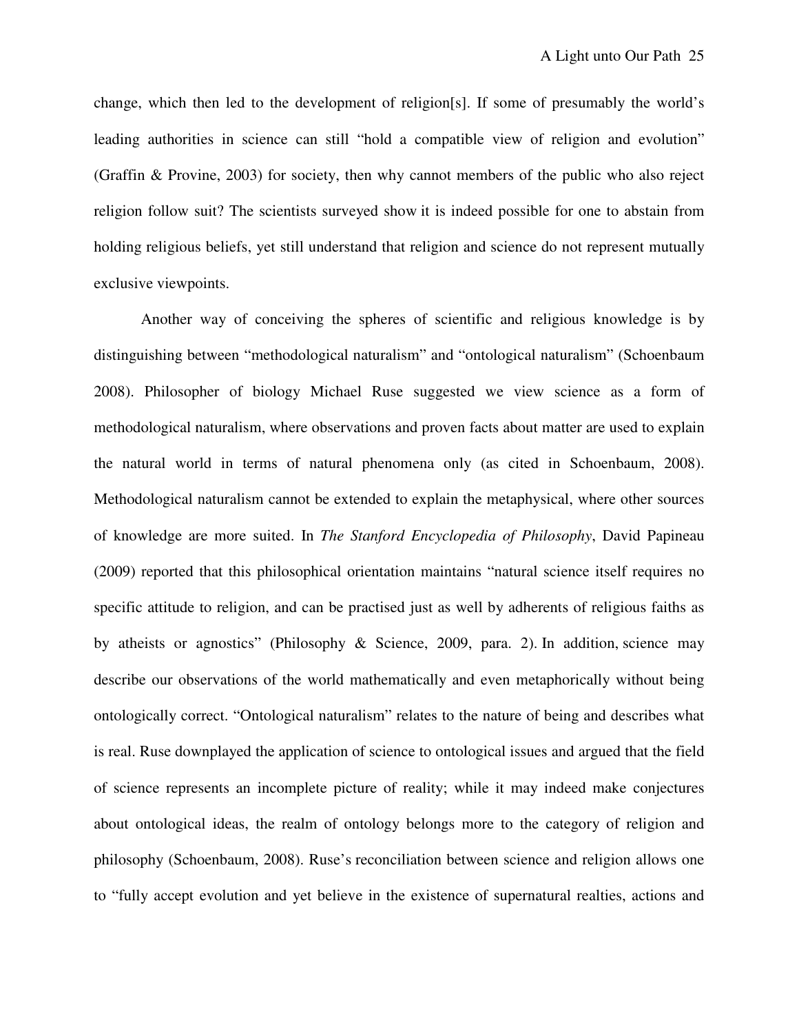change, which then led to the development of religion[s]. If some of presumably the world's leading authorities in science can still "hold a compatible view of religion and evolution" (Graffin & Provine, 2003) for society, then why cannot members of the public who also reject religion follow suit? The scientists surveyed show it is indeed possible for one to abstain from holding religious beliefs, yet still understand that religion and science do not represent mutually exclusive viewpoints.

Another way of conceiving the spheres of scientific and religious knowledge is by distinguishing between "methodological naturalism" and "ontological naturalism" (Schoenbaum 2008). Philosopher of biology Michael Ruse suggested we view science as a form of methodological naturalism, where observations and proven facts about matter are used to explain the natural world in terms of natural phenomena only (as cited in Schoenbaum, 2008). Methodological naturalism cannot be extended to explain the metaphysical, where other sources of knowledge are more suited. In *The Stanford Encyclopedia of Philosophy*, David Papineau (2009) reported that this philosophical orientation maintains "natural science itself requires no specific attitude to religion, and can be practised just as well by adherents of religious faiths as by atheists or agnostics" (Philosophy & Science, 2009, para. 2). In addition, science may describe our observations of the world mathematically and even metaphorically without being ontologically correct. "Ontological naturalism" relates to the nature of being and describes what is real. Ruse downplayed the application of science to ontological issues and argued that the field of science represents an incomplete picture of reality; while it may indeed make conjectures about ontological ideas, the realm of ontology belongs more to the category of religion and philosophy (Schoenbaum, 2008). Ruse's reconciliation between science and religion allows one to "fully accept evolution and yet believe in the existence of supernatural realties, actions and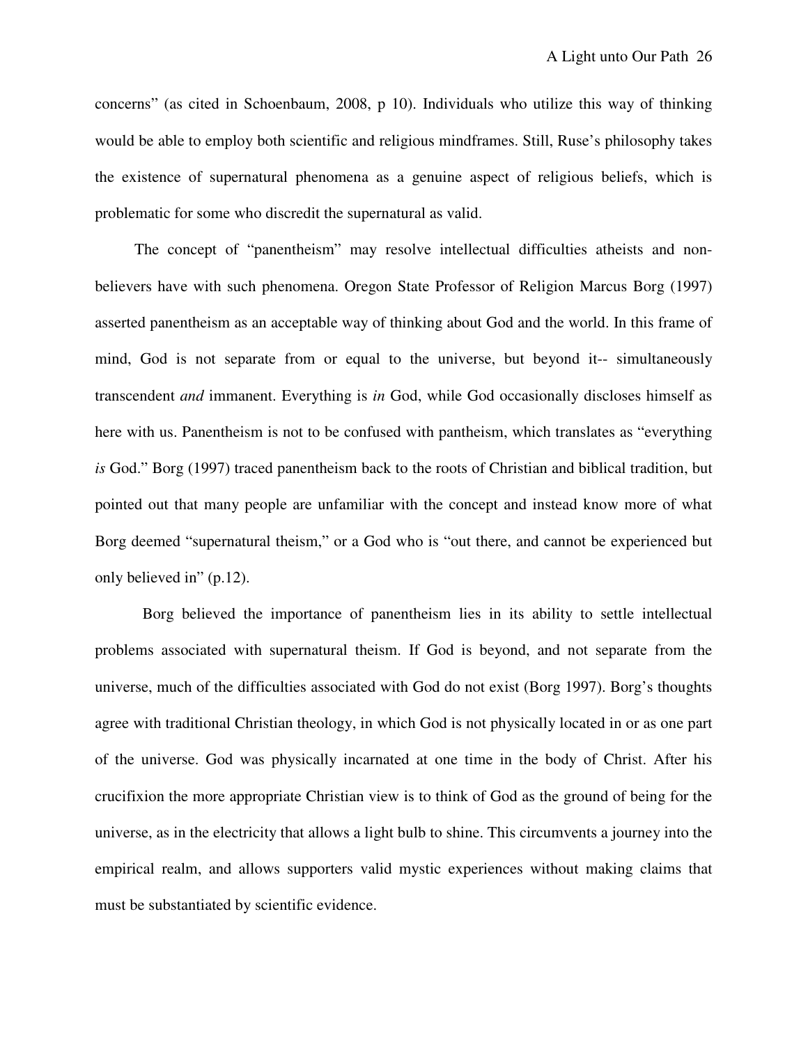concerns" (as cited in Schoenbaum, 2008, p 10). Individuals who utilize this way of thinking would be able to employ both scientific and religious mindframes. Still, Ruse's philosophy takes the existence of supernatural phenomena as a genuine aspect of religious beliefs, which is problematic for some who discredit the supernatural as valid.

The concept of "panentheism" may resolve intellectual difficulties atheists and non-believers have with such phenomena. Oregon State Professor of Religion Marcus Borg (1997) asserted panentheism as an acceptable way of thinking about God and the world. In this frame of mind, God is not separate from or equal to the universe, but beyond it-- simultaneously transcendent *and* immanent. Everything is *in* God, while God occasionally discloses himself as here with us. Panentheism is not to be confused with pantheism, which translates as "everything *is* God." Borg (1997) traced panentheism back to the roots of Christian and biblical tradition, but pointed out that many people are unfamiliar with the concept and instead know more of what Borg deemed "supernatural theism," or a God who is "out there, and cannot be experienced but only believed in" (p.12).

Borg believed the importance of panentheism lies in its ability to settle intellectual problems associated with supernatural theism. If God is beyond, and not separate from the universe, much of the difficulties associated with God do not exist (Borg 1997). Borg's thoughts agree with traditional Christian theology, in which God is not physically located in or as one part of the universe. God was physically incarnated at one time in the body of Christ. After his crucifixion the more appropriate Christian view is to think of God as the ground of being for the universe, as in the electricity that allows a light bulb to shine. This circumvents a journey into the empirical realm, and allows supporters valid mystic experiences without making claims that must be substantiated by scientific evidence.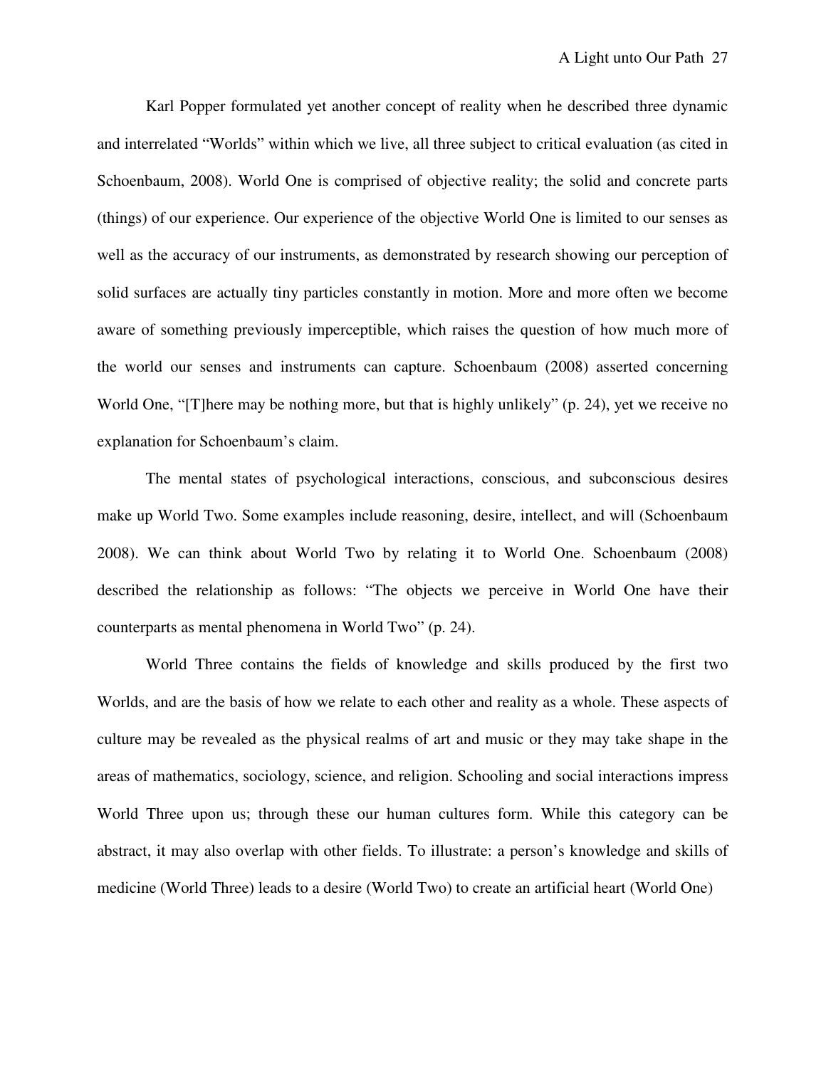Karl Popper formulated yet another concept of reality when he described three dynamic and interrelated “Worlds” within which we live, all three subject to critical evaluation (as cited in Schoenbaum, 2008). World One is comprised of objective reality; the solid and concrete parts (things) of our experience. Our experience of the objective World One is limited to our senses as well as the accuracy of our instruments, as demonstrated by research showing our perception of solid surfaces are actually tiny particles constantly in motion. More and more often we become aware of something previously imperceptible, which raises the question of how much more of the world our senses and instruments can capture. Schoenbaum (2008) asserted concerning World One, “[T]here may be nothing more, but that is highly unlikely” (p. 24), yet we receive no explanation for Schoenbaum’s claim.

The mental states of psychological interactions, conscious, and subconscious desires make up World Two. Some examples include reasoning, desire, intellect, and will (Schoenbaum 2008). We can think about World Two by relating it to World One. Schoenbaum (2008) described the relationship as follows: “The objects we perceive in World One have their counterparts as mental phenomena in World Two” (p. 24).

World Three contains the fields of knowledge and skills produced by the first two Worlds, and are the basis of how we relate to each other and reality as a whole. These aspects of culture may be revealed as the physical realms of art and music or they may take shape in the areas of mathematics, sociology, science, and religion. Schooling and social interactions impress World Three upon us; through these our human cultures form. While this category can be abstract, it may also overlap with other fields. To illustrate: a person’s knowledge and skills of medicine (World Three) leads to a desire (World Two) to create an artificial heart (World One)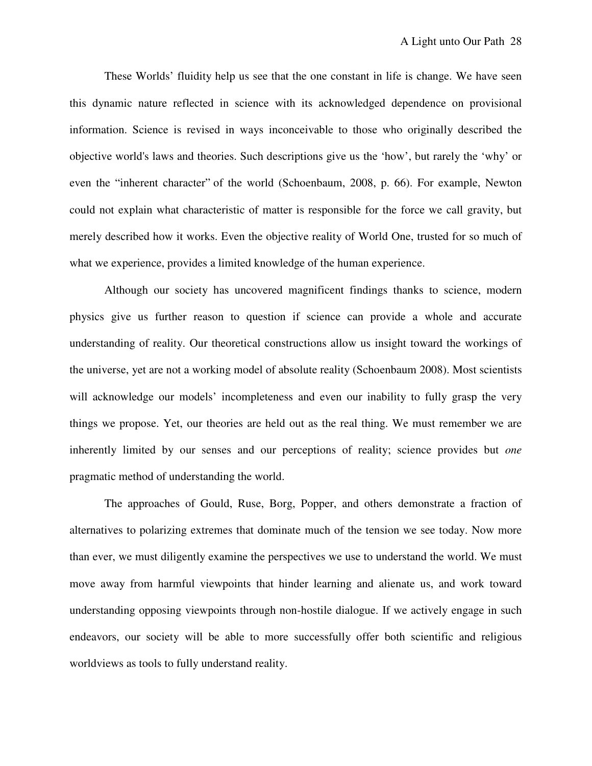These Worlds' fluidity help us see that the one constant in life is change. We have seen this dynamic nature reflected in science with its acknowledged dependence on provisional information. Science is revised in ways inconceivable to those who originally described the objective world's laws and theories. Such descriptions give us the 'how', but rarely the 'why' or even the "inherent character" of the world (Schoenbaum, 2008, p. 66). For example, Newton could not explain what characteristic of matter is responsible for the force we call gravity, but merely described how it works. Even the objective reality of World One, trusted for so much of what we experience, provides a limited knowledge of the human experience.

Although our society has uncovered magnificent findings thanks to science, modern physics give us further reason to question if science can provide a whole and accurate understanding of reality. Our theoretical constructions allow us insight toward the workings of the universe, yet are not a working model of absolute reality (Schoenbaum 2008). Most scientists will acknowledge our models' incompleteness and even our inability to fully grasp the very things we propose. Yet, our theories are held out as the real thing. We must remember we are inherently limited by our senses and our perceptions of reality; science provides but *one* pragmatic method of understanding the world.

The approaches of Gould, Ruse, Borg, Popper, and others demonstrate a fraction of alternatives to polarizing extremes that dominate much of the tension we see today. Now more than ever, we must diligently examine the perspectives we use to understand the world. We must move away from harmful viewpoints that hinder learning and alienate us, and work toward understanding opposing viewpoints through non-hostile dialogue. If we actively engage in such endeavors, our society will be able to more successfully offer both scientific and religious worldviews as tools to fully understand reality.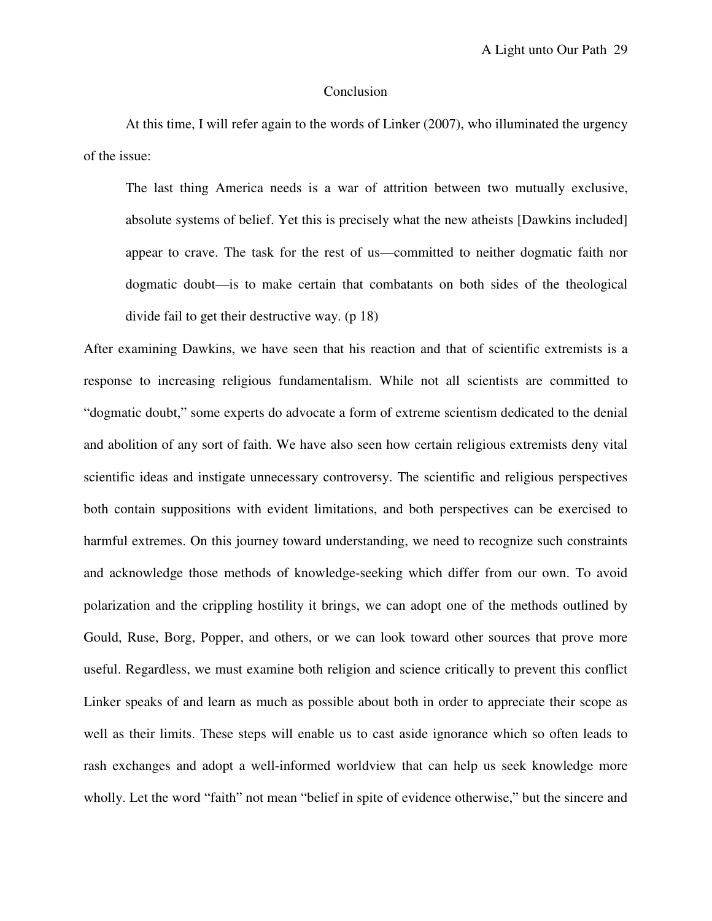## Conclusion

At this time, I will refer again to the words of Linker (2007), who illuminated the urgency of the issue:

> The last thing America needs is a war of attrition between two mutually exclusive, absolute systems of belief. Yet this is precisely what the new atheists [Dawkins included] appear to crave. The task for the rest of us—committed to neither dogmatic faith nor dogmatic doubt—is to make certain that combatants on both sides of the theological divide fail to get their destructive way. (p 18)

After examining Dawkins, we have seen that his reaction and that of scientific extremists is a response to increasing religious fundamentalism. While not all scientists are committed to "dogmatic doubt," some experts do advocate a form of extreme scientism dedicated to the denial and abolition of any sort of faith. We have also seen how certain religious extremists deny vital scientific ideas and instigate unnecessary controversy. The scientific and religious perspectives both contain suppositions with evident limitations, and both perspectives can be exercised to harmful extremes. On this journey toward understanding, we need to recognize such constraints and acknowledge those methods of knowledge-seeking which differ from our own. To avoid polarization and the crippling hostility it brings, we can adopt one of the methods outlined by Gould, Ruse, Borg, Popper, and others, or we can look toward other sources that prove more useful. Regardless, we must examine both religion and science critically to prevent this conflict Linker speaks of and learn as much as possible about both in order to appreciate their scope as well as their limits. These steps will enable us to cast aside ignorance which so often leads to rash exchanges and adopt a well-informed worldview that can help us seek knowledge more wholly. Let the word "faith" not mean "belief in spite of evidence otherwise," but the sincere and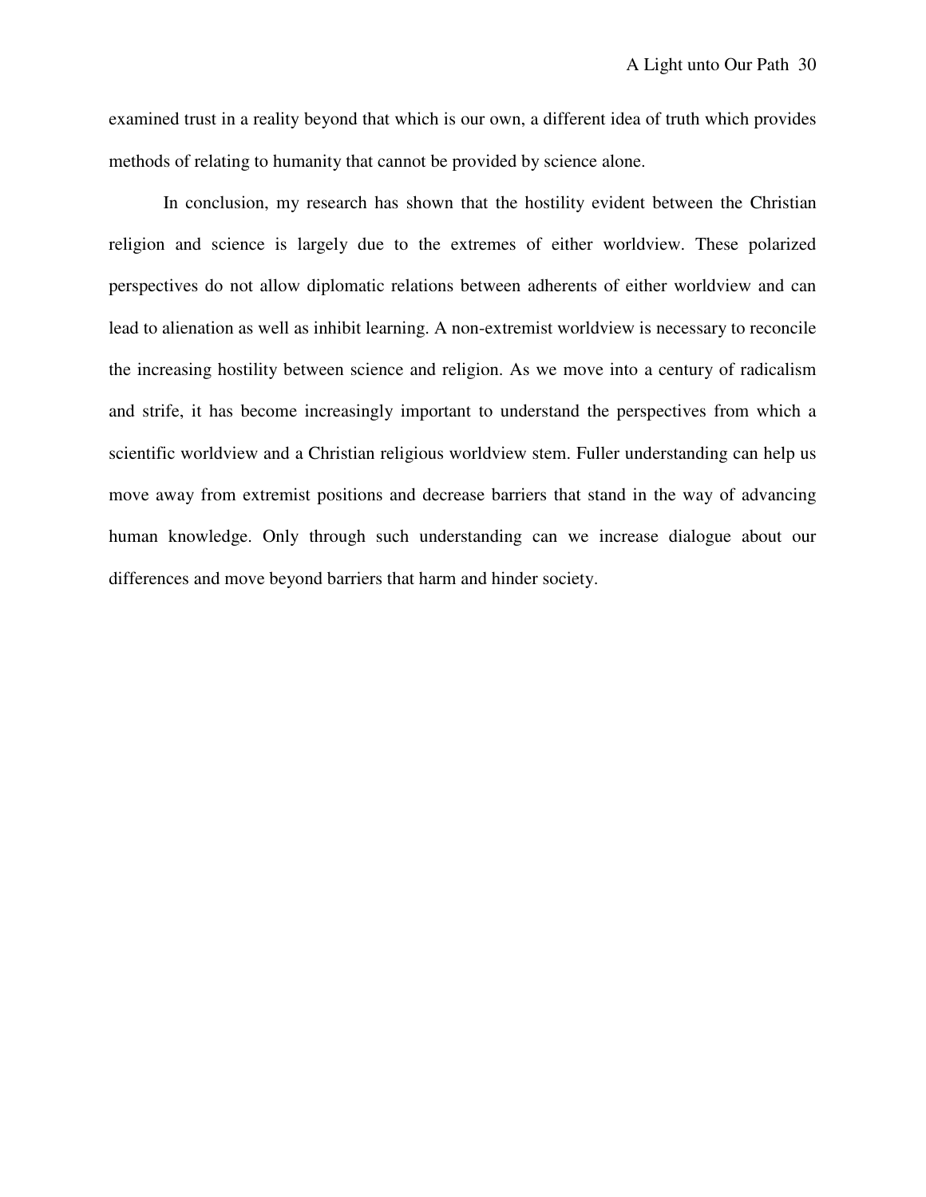examined trust in a reality beyond that which is our own, a different idea of truth which provides methods of relating to humanity that cannot be provided by science alone.

In conclusion, my research has shown that the hostility evident between the Christian religion and science is largely due to the extremes of either worldview. These polarized perspectives do not allow diplomatic relations between adherents of either worldview and can lead to alienation as well as inhibit learning. A non-extremist worldview is necessary to reconcile the increasing hostility between science and religion. As we move into a century of radicalism and strife, it has become increasingly important to understand the perspectives from which a scientific worldview and a Christian religious worldview stem. Fuller understanding can help us move away from extremist positions and decrease barriers that stand in the way of advancing human knowledge. Only through such understanding can we increase dialogue about our differences and move beyond barriers that harm and hinder society.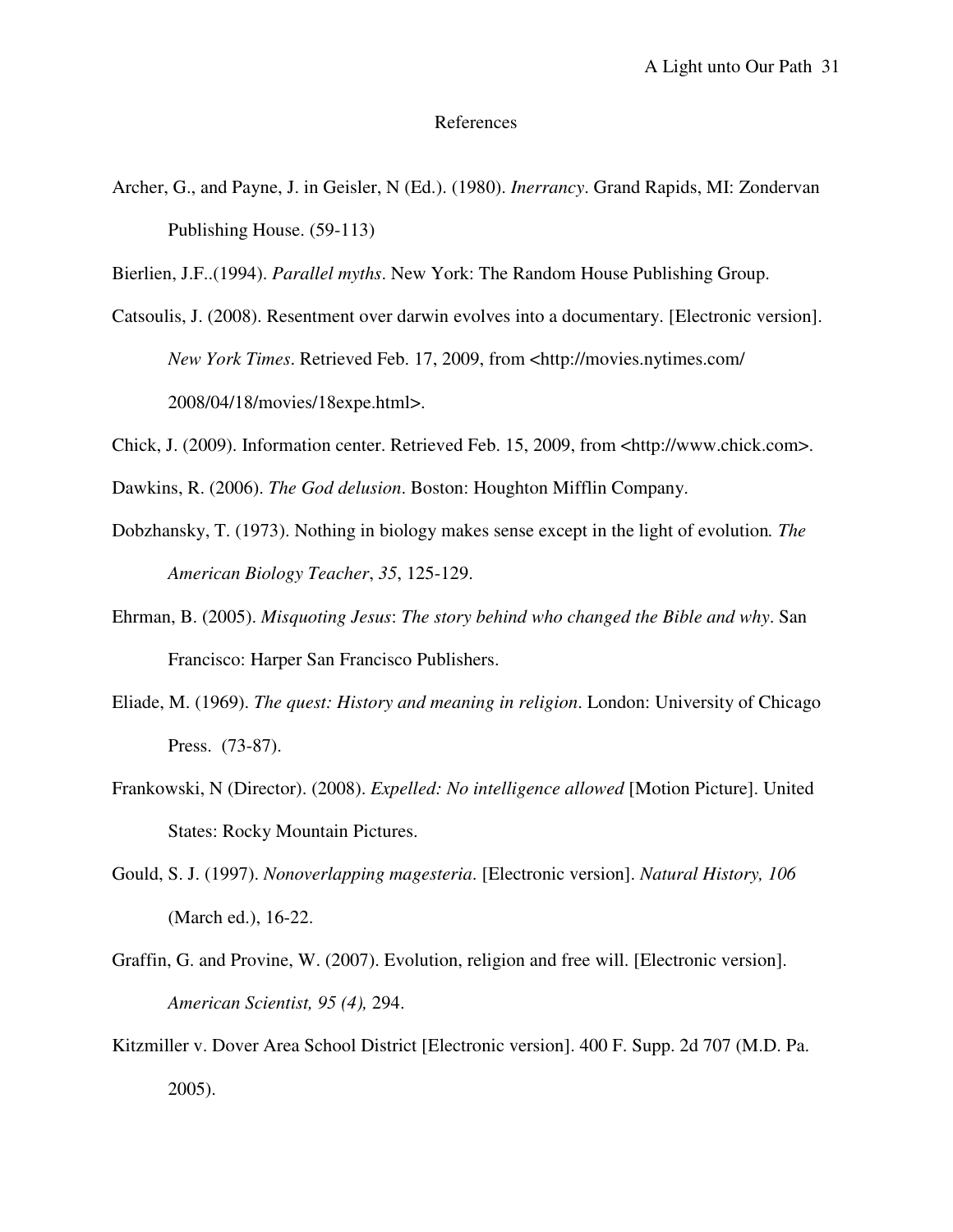# References

Archer, G., and Payne, J. in Geisler, N (Ed.). (1980). *Inerrancy*. Grand Rapids, MI: Zondervan Publishing House. (59-113)

Bierlien, J.F..(1994). *Parallel myths*. New York: The Random House Publishing Group.

Catsoulis, J. (2008). Resentment over darwin evolves into a documentary. [Electronic version]. *New York Times*. Retrieved Feb. 17, 2009, from <http://movies.nytimes.com/2008/04/18/movies/18expe.html>.

Chick, J. (2009). Information center. Retrieved Feb. 15, 2009, from <http://www.chick.com>.

Dawkins, R. (2006). *The God delusion*. Boston: Houghton Mifflin Company.

Dobzhansky, T. (1973). Nothing in biology makes sense except in the light of evolution*. The American Biology Teacher*, *35*, 125-129.

Ehrman, B. (2005). *Misquoting Jesus*: *The story behind who changed the Bible and why*. San Francisco: Harper San Francisco Publishers.

Eliade, M. (1969). *The quest: History and meaning in religion*. London: University of Chicago Press. (73-87).

Frankowski, N (Director). (2008). *Expelled: No intelligence allowed* [Motion Picture]. United States: Rocky Mountain Pictures.

Gould, S. J. (1997). *Nonoverlapping magesteria*. [Electronic version]. *Natural History, 106* (March ed.), 16-22.

Graffin, G. and Provine, W. (2007). Evolution, religion and free will. [Electronic version]. *American Scientist, 95 (4),* 294.

Kitzmiller v. Dover Area School District [Electronic version]. 400 F. Supp. 2d 707 (M.D. Pa. 2005).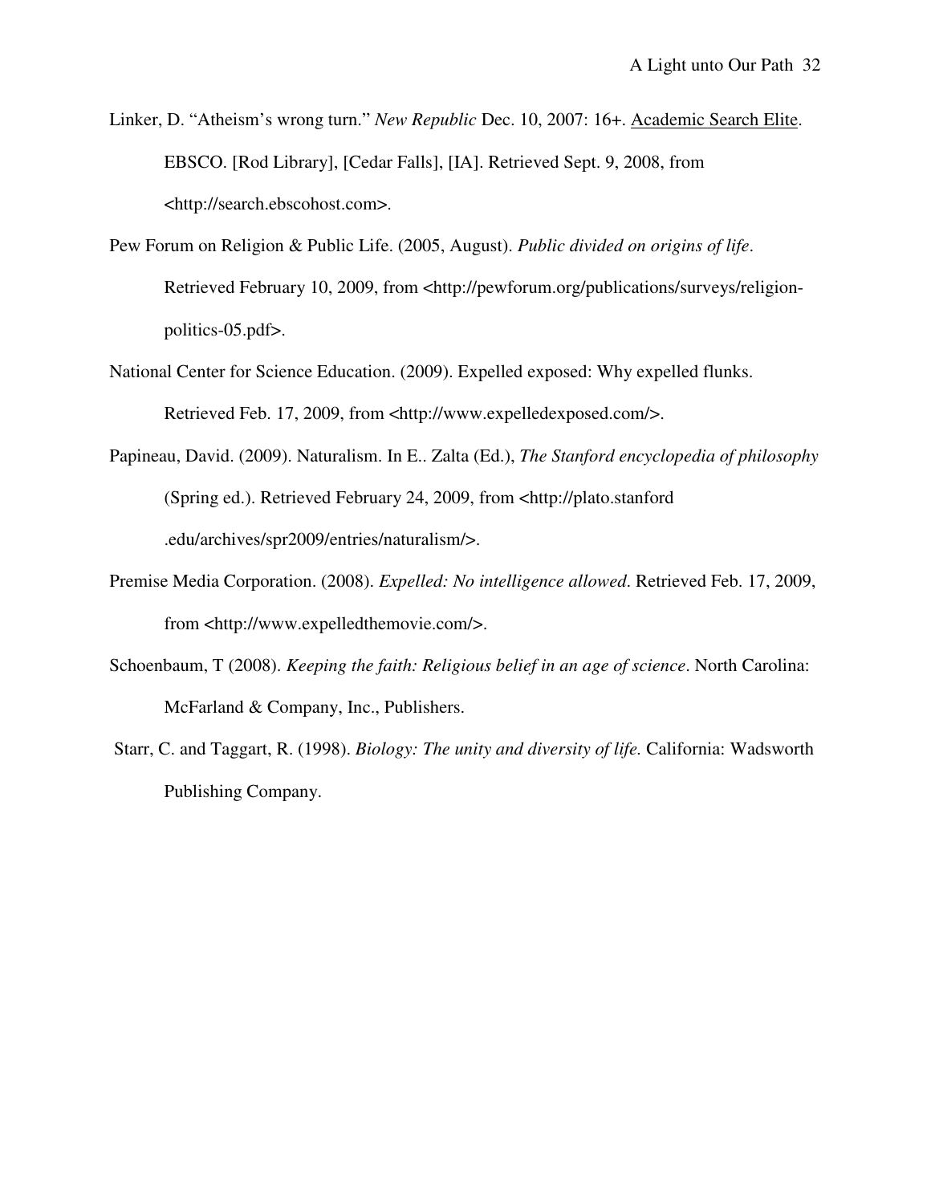Linker, D. "Atheism's wrong turn." *New Republic* Dec. 10, 2007: 16+. Academic Search Elite. EBSCO. [Rod Library], [Cedar Falls], [IA]. Retrieved Sept. 9, 2008, from <http://search.ebscohost.com>.

Pew Forum on Religion & Public Life. (2005, August). *Public divided on origins of life*. Retrieved February 10, 2009, from <http://pewforum.org/publications/surveys/religion-politics-05.pdf>.

National Center for Science Education. (2009). Expelled exposed: Why expelled flunks. Retrieved Feb. 17, 2009, from <http://www.expelledexposed.com/>.

Papineau, David. (2009). Naturalism. In E.. Zalta (Ed.), *The Stanford encyclopedia of philosophy* (Spring ed.). Retrieved February 24, 2009, from <http://plato.stanford .edu/archives/spr2009/entries/naturalism/>.

Premise Media Corporation. (2008). *Expelled: No intelligence allowed*. Retrieved Feb. 17, 2009, from <http://www.expelledthemovie.com/>.

Schoenbaum, T (2008). *Keeping the faith: Religious belief in an age of science*. North Carolina: McFarland & Company, Inc., Publishers.

Starr, C. and Taggart, R. (1998). *Biology: The unity and diversity of life.* California: Wadsworth Publishing Company.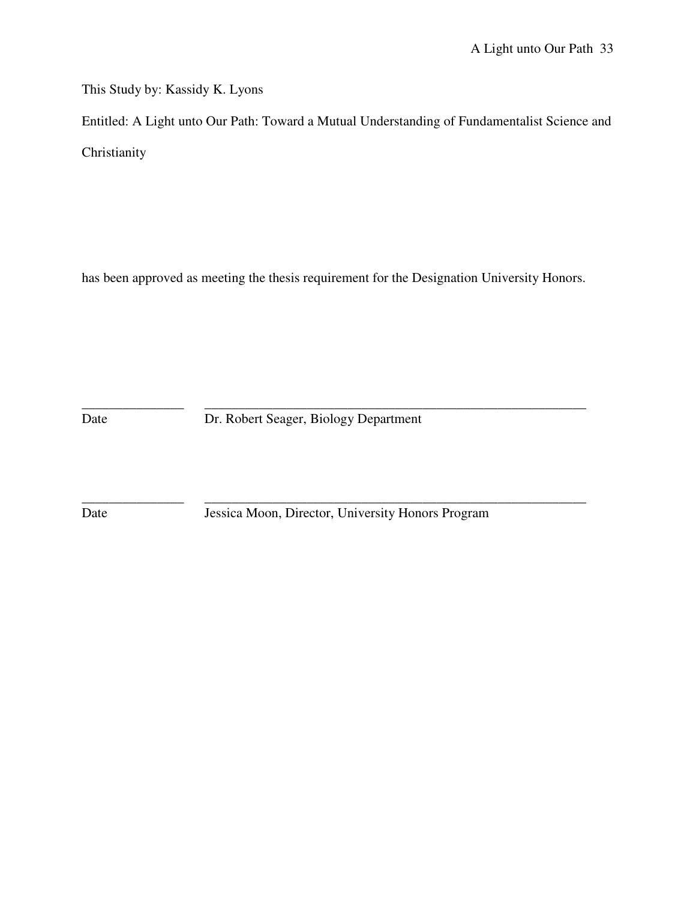This Study by: Kassidy K. Lyons

Entitled: A Light unto Our Path: Toward a Mutual Understanding of Fundamentalist Science and Christianity

has been approved as meeting the thesis requirement for the Designation University Honors.

_______________ __________________________________________________________

Date Dr. Robert Seager, Biology Department

_______________ __________________________________________________________

Date Jessica Moon, Director, University Honors Program